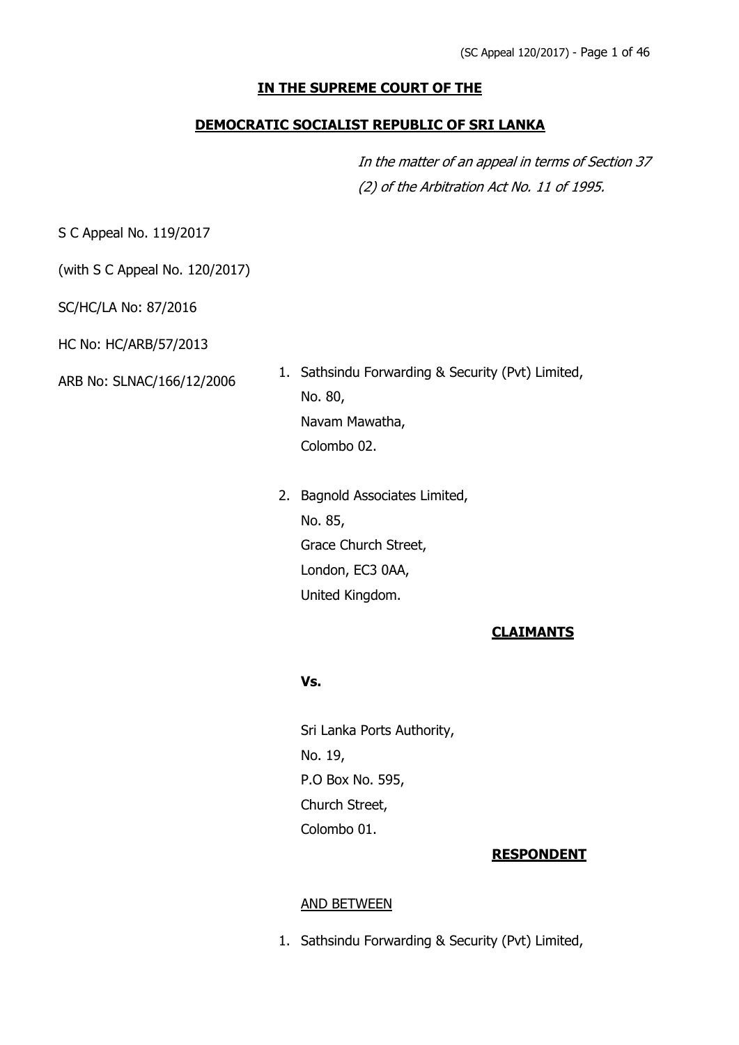**IN THE SUPREME COURT OF THE**

**DEMOCRATIC SOCIALIST REPUBLIC OF SRI LANKA**

*In the matter of an appeal in terms of Section 37 (2) of the Arbitration Act No. 11 of 1995.*

S C Appeal No. 119/2017

(with S C Appeal No. 120/2017)

SC/HC/LA No: 87/2016

HC No: HC/ARB/57/2013

ARB No: SLNAC/166/12/2006

1. Sathsindu Forwarding & Security (Pvt) Limited,
   No. 80,
   Navam Mawatha,
   Colombo 02.

2. Bagnold Associates Limited,
   No. 85,
   Grace Church Street,
   London, EC3 0AA,
   United Kingdom.

**CLAIMANTS**

**Vs.**

Sri Lanka Ports Authority,
No. 19,
P.O Box No. 595,
Church Street,
Colombo 01.

**RESPONDENT**

AND BETWEEN

1. Sathsindu Forwarding & Security (Pvt) Limited,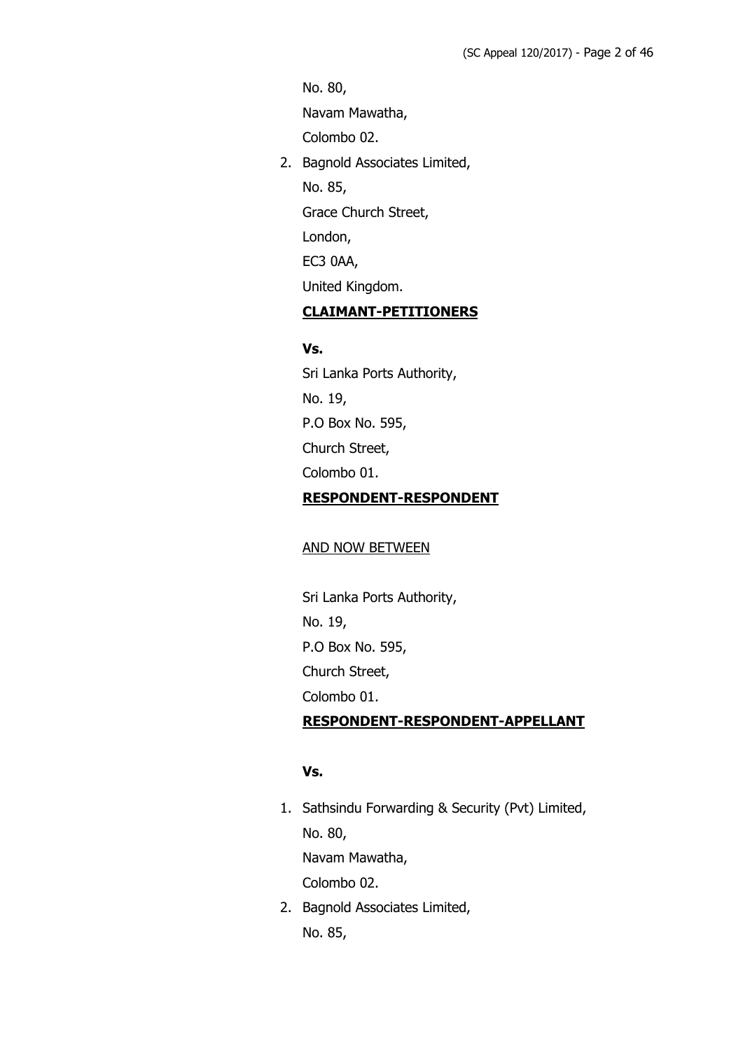No. 80,

Navam Mawatha,

Colombo 02.

2. Bagnold Associates Limited,

   No. 85,

   Grace Church Street,

   London,

   EC3 0AA,

   United Kingdom.

**CLAIMANT-PETITIONERS**

**Vs.**

Sri Lanka Ports Authority,

No. 19,

P.O Box No. 595,

Church Street,

Colombo 01.

**RESPONDENT-RESPONDENT**

AND NOW BETWEEN

Sri Lanka Ports Authority,

No. 19,

P.O Box No. 595,

Church Street,

Colombo 01.

**RESPONDENT-RESPONDENT-APPELLANT**

**Vs.**

1. Sathsindu Forwarding & Security (Pvt) Limited,

   No. 80,

   Navam Mawatha,

   Colombo 02.

2. Bagnold Associates Limited,

   No. 85,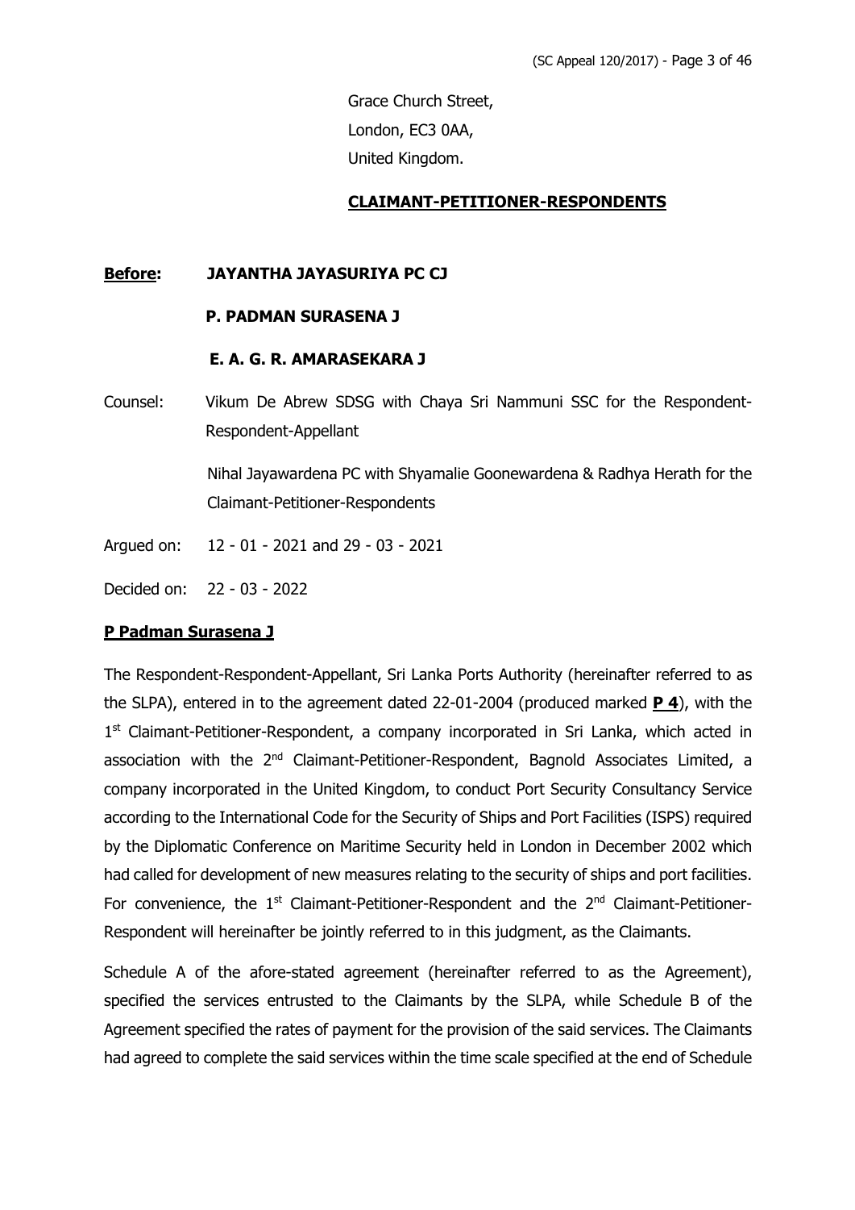Grace Church Street,
London, EC3 0AA,
United Kingdom.

**CLAIMANT-PETITIONER-RESPONDENTS**

**Before:** **JAYANTHA JAYASURIYA PC CJ**

**P. PADMAN SURASENA J**

**E. A. G. R. AMARASEKARA J**

Counsel: Vikum De Abrew SDSG with Chaya Sri Nammuni SSC for the Respondent-Respondent-Appellant

Nihal Jayawardena PC with Shyamalie Goonewardena & Radhya Herath for the Claimant-Petitioner-Respondents

Argued on: 12 - 01 - 2021 and 29 - 03 - 2021

Decided on: 22 - 03 - 2022

**P Padman Surasena J**

The Respondent-Respondent-Appellant, Sri Lanka Ports Authority (hereinafter referred to as the SLPA), entered in to the agreement dated 22-01-2004 (produced marked **P 4**), with the 1st Claimant-Petitioner-Respondent, a company incorporated in Sri Lanka, which acted in association with the 2nd Claimant-Petitioner-Respondent, Bagnold Associates Limited, a company incorporated in the United Kingdom, to conduct Port Security Consultancy Service according to the International Code for the Security of Ships and Port Facilities (ISPS) required by the Diplomatic Conference on Maritime Security held in London in December 2002 which had called for development of new measures relating to the security of ships and port facilities. For convenience, the 1st Claimant-Petitioner-Respondent and the 2nd Claimant-Petitioner-Respondent will hereinafter be jointly referred to in this judgment, as the Claimants.

Schedule A of the afore-stated agreement (hereinafter referred to as the Agreement), specified the services entrusted to the Claimants by the SLPA, while Schedule B of the Agreement specified the rates of payment for the provision of the said services. The Claimants had agreed to complete the said services within the time scale specified at the end of Schedule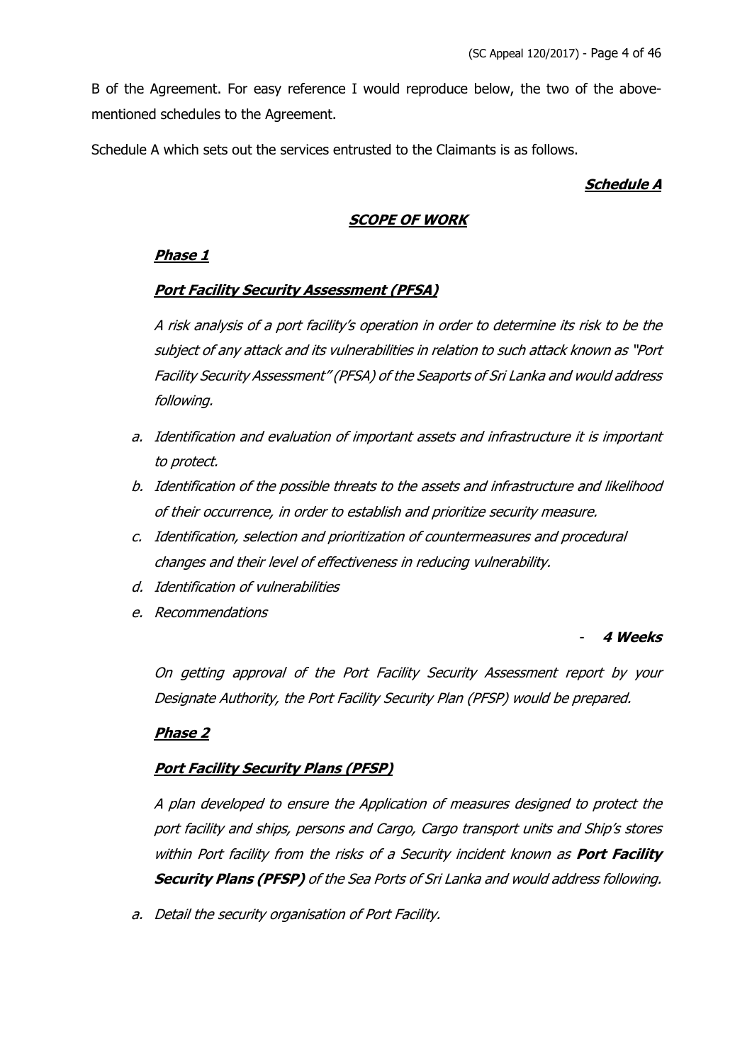B of the Agreement. For easy reference I would reproduce below, the two of the above-mentioned schedules to the Agreement.

Schedule A which sets out the services entrusted to the Claimants is as follows.

***Schedule A***

***SCOPE OF WORK***

***Phase 1***

***Port Facility Security Assessment (PFSA)***

*A risk analysis of a port facility's operation in order to determine its risk to be the subject of any attack and its vulnerabilities in relation to such attack known as "Port Facility Security Assessment" (PFSA) of the Seaports of Sri Lanka and would address following.*

a. *Identification and evaluation of important assets and infrastructure it is important to protect.*
b. *Identification of the possible threats to the assets and infrastructure and likelihood of their occurrence, in order to establish and prioritize security measure.*
c. *Identification, selection and prioritization of countermeasures and procedural changes and their level of effectiveness in reducing vulnerability.*
d. *Identification of vulnerabilities*
e. *Recommendations*

\- ***4 Weeks***

*On getting approval of the Port Facility Security Assessment report by your Designate Authority, the Port Facility Security Plan (PFSP) would be prepared.*

***Phase 2***

***Port Facility Security Plans (PFSP)***

*A plan developed to ensure the Application of measures designed to protect the port facility and ships, persons and Cargo, Cargo transport units and Ship's stores within Port facility from the risks of a Security incident known as* ***Port Facility Security Plans (PFSP)*** *of the Sea Ports of Sri Lanka and would address following.*

a. *Detail the security organisation of Port Facility.*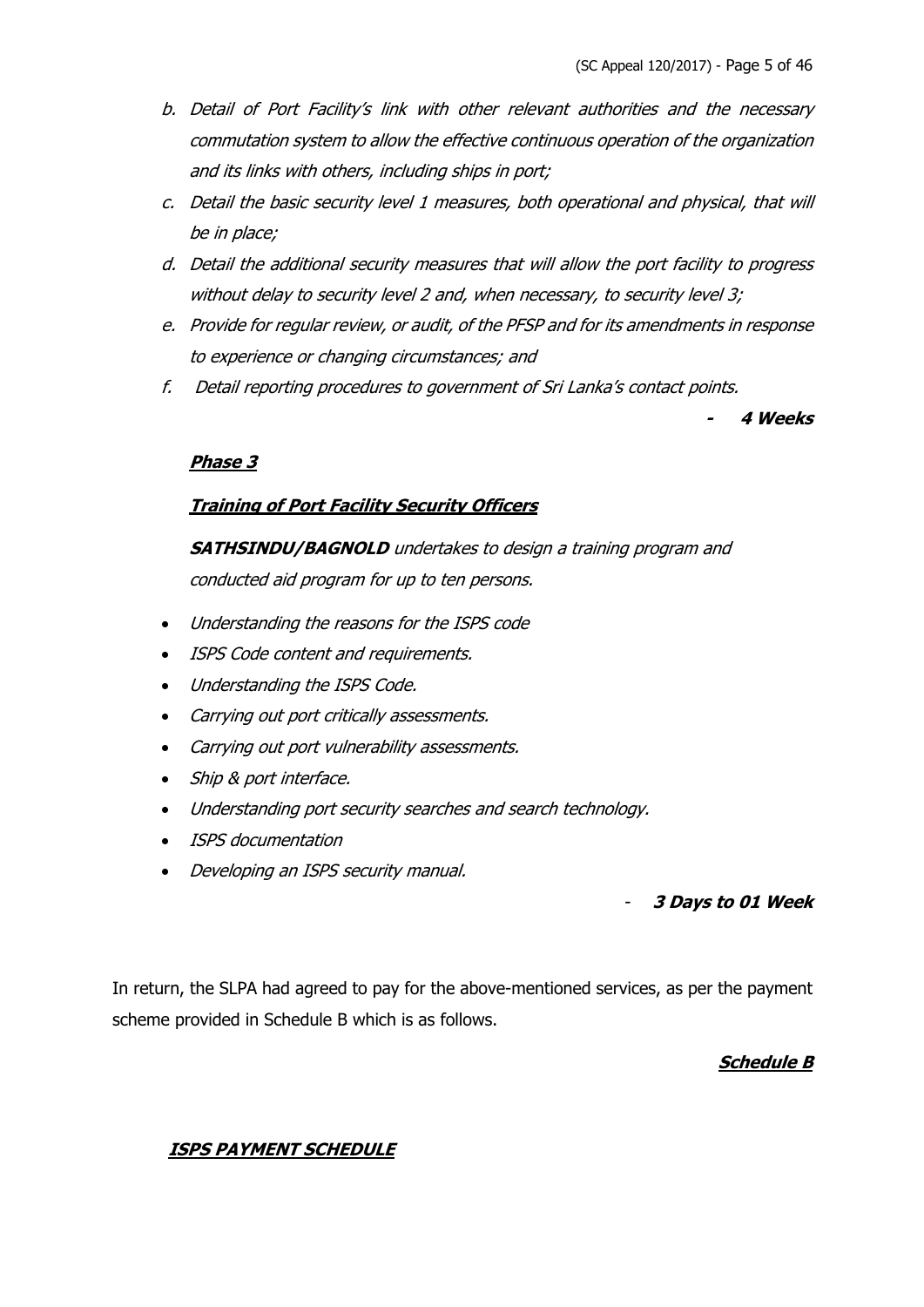*b. Detail of Port Facility's link with other relevant authorities and the necessary commutation system to allow the effective continuous operation of the organization and its links with others, including ships in port;*

*c. Detail the basic security level 1 measures, both operational and physical, that will be in place;*

*d. Detail the additional security measures that will allow the port facility to progress without delay to security level 2 and, when necessary, to security level 3;*

*e. Provide for regular review, or audit, of the PFSP and for its amendments in response to experience or changing circumstances; and*

*f. Detail reporting procedures to government of Sri Lanka's contact points.*

***- 4 Weeks***

***Phase 3***

***Training of Port Facility Security Officers***

***SATHSINDU/BAGNOLD** undertakes to design a training program and conducted aid program for up to ten persons.*

- *Understanding the reasons for the ISPS code*
- *ISPS Code content and requirements.*
- *Understanding the ISPS Code.*
- *Carrying out port critically assessments.*
- *Carrying out port vulnerability assessments.*
- *Ship & port interface.*
- *Understanding port security searches and search technology.*
- *ISPS documentation*
- *Developing an ISPS security manual.*

- ***3 Days to 01 Week***

In return, the SLPA had agreed to pay for the above-mentioned services, as per the payment scheme provided in Schedule B which is as follows.

***Schedule B***

***ISPS PAYMENT SCHEDULE***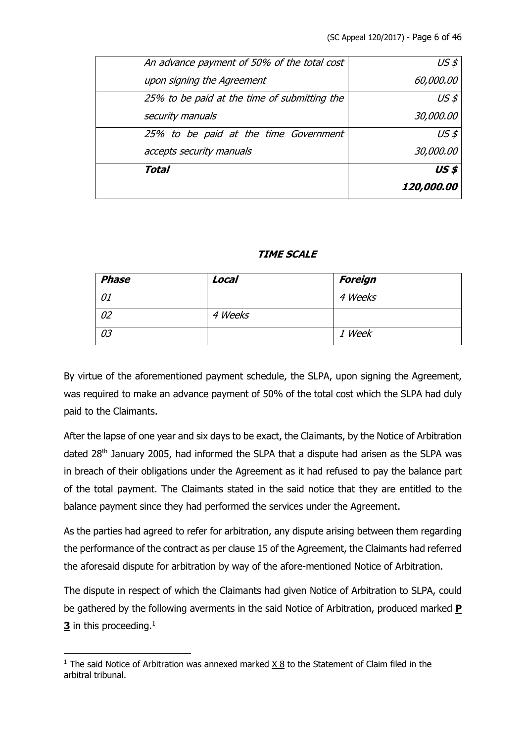| | |
|---|---|
| *An advance payment of 50% of the total cost upon signing the Agreement* | *US $ 60,000.00* |
| *25% to be paid at the time of submitting the security manuals* | *US $ 30,000.00* |
| *25% to be paid at the time Government accepts security manuals* | *US $ 30,000.00* |
| ***Total*** | ***US $ 120,000.00*** |

***TIME SCALE***

| ***Phase*** | ***Local*** | ***Foreign*** |
|---|---|---|
| *01* | | *4 Weeks* |
| *02* | *4 Weeks* | |
| *03* | | *1 Week* |

By virtue of the aforementioned payment schedule, the SLPA, upon signing the Agreement, was required to make an advance payment of 50% of the total cost which the SLPA had duly paid to the Claimants.

After the lapse of one year and six days to be exact, the Claimants, by the Notice of Arbitration dated 28th January 2005, had informed the SLPA that a dispute had arisen as the SLPA was in breach of their obligations under the Agreement as it had refused to pay the balance part of the total payment. The Claimants stated in the said notice that they are entitled to the balance payment since they had performed the services under the Agreement.

As the parties had agreed to refer for arbitration, any dispute arising between them regarding the performance of the contract as per clause 15 of the Agreement, the Claimants had referred the aforesaid dispute for arbitration by way of the afore-mentioned Notice of Arbitration.

The dispute in respect of which the Claimants had given Notice of Arbitration to SLPA, could be gathered by the following averments in the said Notice of Arbitration, produced marked **P 3** in this proceeding.[1]

[1] The said Notice of Arbitration was annexed marked X 8 to the Statement of Claim filed in the arbitral tribunal.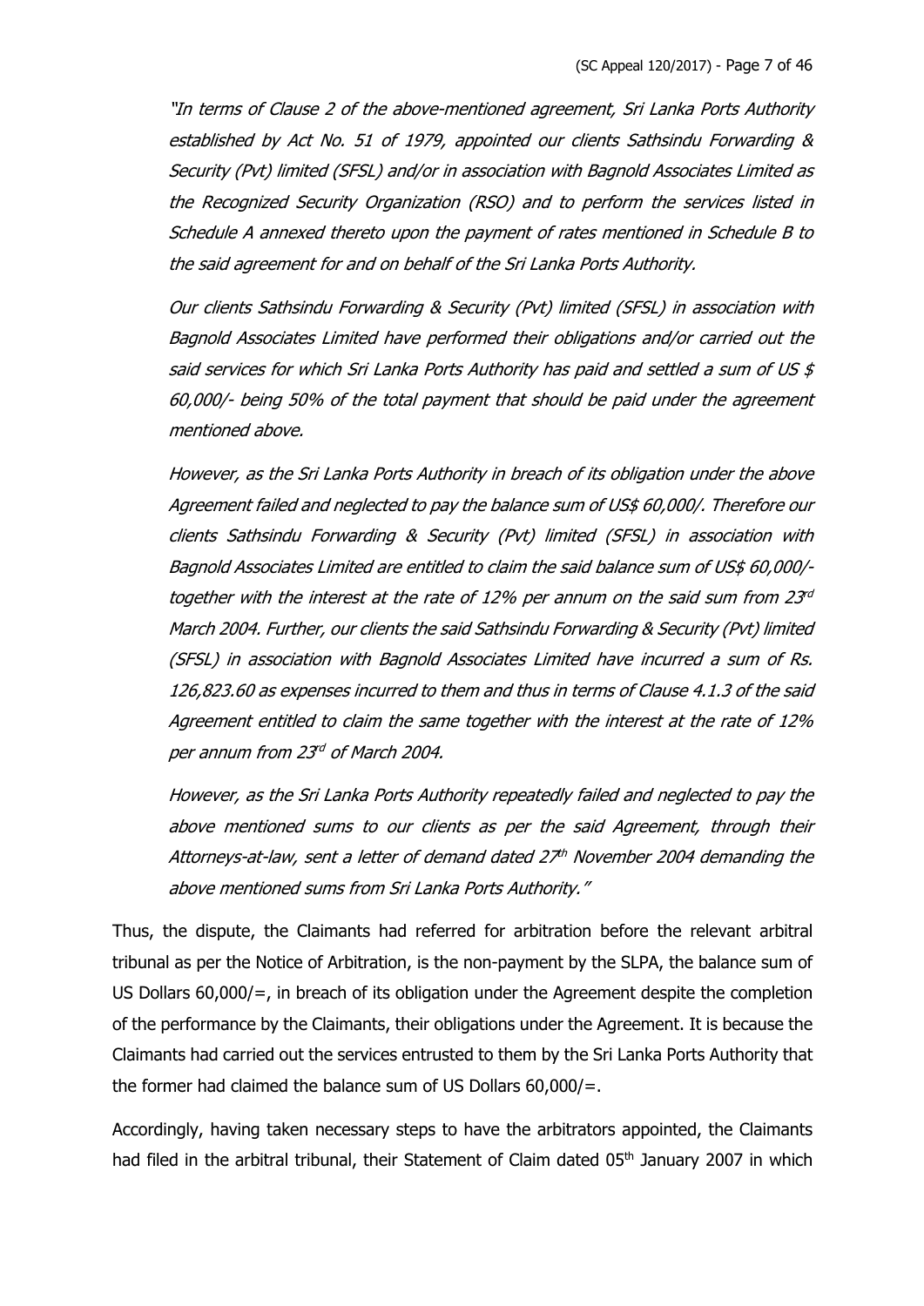*"In terms of Clause 2 of the above-mentioned agreement, Sri Lanka Ports Authority established by Act No. 51 of 1979, appointed our clients Sathsindu Forwarding & Security (Pvt) limited (SFSL) and/or in association with Bagnold Associates Limited as the Recognized Security Organization (RSO) and to perform the services listed in Schedule A annexed thereto upon the payment of rates mentioned in Schedule B to the said agreement for and on behalf of the Sri Lanka Ports Authority.*

*Our clients Sathsindu Forwarding & Security (Pvt) limited (SFSL) in association with Bagnold Associates Limited have performed their obligations and/or carried out the said services for which Sri Lanka Ports Authority has paid and settled a sum of US $ 60,000/- being 50% of the total payment that should be paid under the agreement mentioned above.*

*However, as the Sri Lanka Ports Authority in breach of its obligation under the above Agreement failed and neglected to pay the balance sum of US$ 60,000/. Therefore our clients Sathsindu Forwarding & Security (Pvt) limited (SFSL) in association with Bagnold Associates Limited are entitled to claim the said balance sum of US$ 60,000/- together with the interest at the rate of 12% per annum on the said sum from 23rd March 2004. Further, our clients the said Sathsindu Forwarding & Security (Pvt) limited (SFSL) in association with Bagnold Associates Limited have incurred a sum of Rs. 126,823.60 as expenses incurred to them and thus in terms of Clause 4.1.3 of the said Agreement entitled to claim the same together with the interest at the rate of 12% per annum from 23rd of March 2004.*

*However, as the Sri Lanka Ports Authority repeatedly failed and neglected to pay the above mentioned sums to our clients as per the said Agreement, through their Attorneys-at-law, sent a letter of demand dated 27th November 2004 demanding the above mentioned sums from Sri Lanka Ports Authority."*

Thus, the dispute, the Claimants had referred for arbitration before the relevant arbitral tribunal as per the Notice of Arbitration, is the non-payment by the SLPA, the balance sum of US Dollars 60,000/=, in breach of its obligation under the Agreement despite the completion of the performance by the Claimants, their obligations under the Agreement. It is because the Claimants had carried out the services entrusted to them by the Sri Lanka Ports Authority that the former had claimed the balance sum of US Dollars 60,000/=.

Accordingly, having taken necessary steps to have the arbitrators appointed, the Claimants had filed in the arbitral tribunal, their Statement of Claim dated 05th January 2007 in which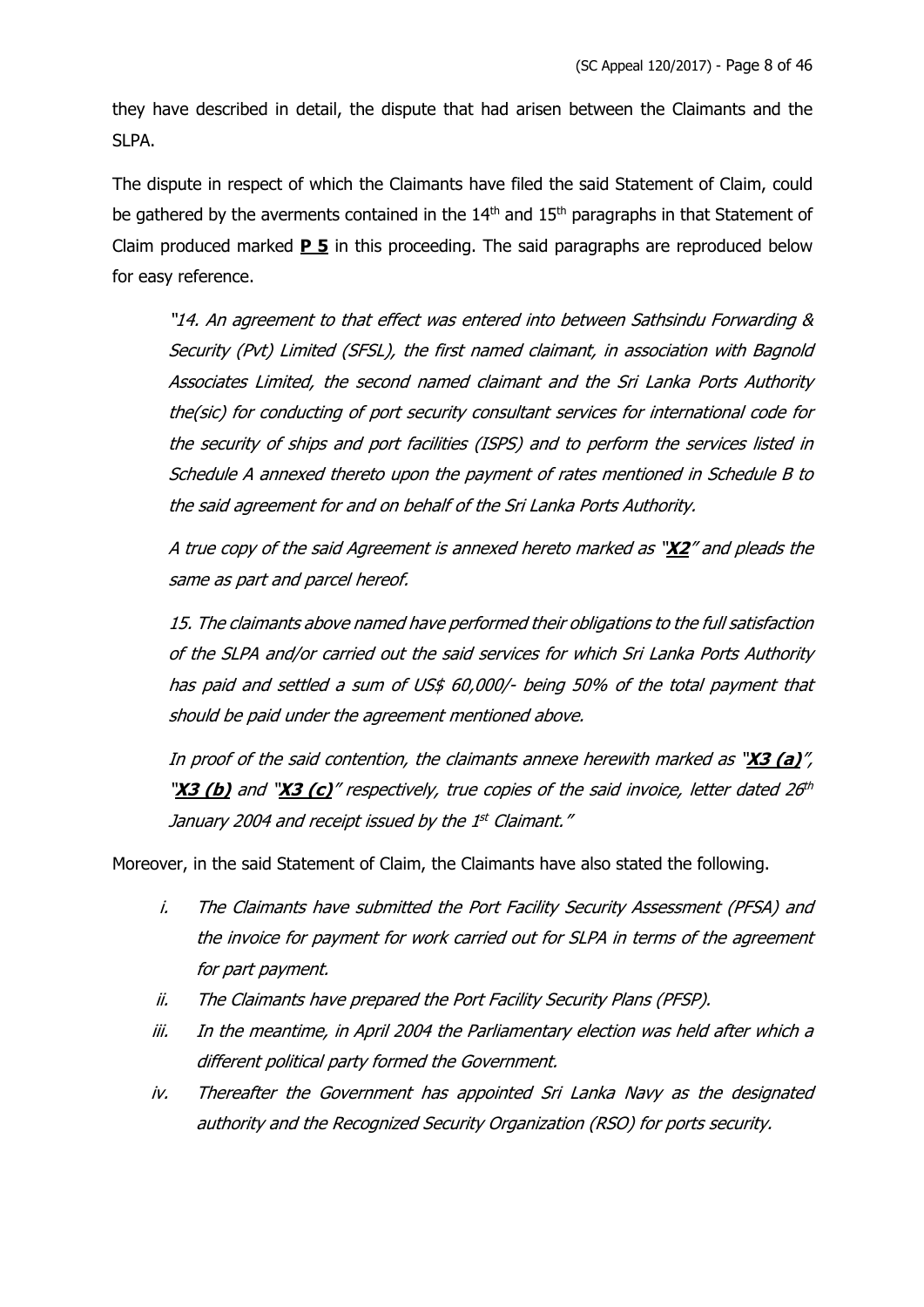they have described in detail, the dispute that had arisen between the Claimants and the SLPA.

The dispute in respect of which the Claimants have filed the said Statement of Claim, could be gathered by the averments contained in the 14th and 15th paragraphs in that Statement of Claim produced marked **P 5** in this proceeding. The said paragraphs are reproduced below for easy reference.

> *"14. An agreement to that effect was entered into between Sathsindu Forwarding & Security (Pvt) Limited (SFSL), the first named claimant, in association with Bagnold Associates Limited, the second named claimant and the Sri Lanka Ports Authority the(sic) for conducting of port security consultant services for international code for the security of ships and port facilities (ISPS) and to perform the services listed in Schedule A annexed thereto upon the payment of rates mentioned in Schedule B to the said agreement for and on behalf of the Sri Lanka Ports Authority.*
>
> *A true copy of the said Agreement is annexed hereto marked as "**X2**" and pleads the same as part and parcel hereof.*
>
> *15. The claimants above named have performed their obligations to the full satisfaction of the SLPA and/or carried out the said services for which Sri Lanka Ports Authority has paid and settled a sum of US$ 60,000/- being 50% of the total payment that should be paid under the agreement mentioned above.*
>
> *In proof of the said contention, the claimants annexe herewith marked as "**X3 (a)**", "**X3 (b)** and "**X3 (c)**" respectively, true copies of the said invoice, letter dated 26th January 2004 and receipt issued by the 1st Claimant."*

Moreover, in the said Statement of Claim, the Claimants have also stated the following.

i. *The Claimants have submitted the Port Facility Security Assessment (PFSA) and the invoice for payment for work carried out for SLPA in terms of the agreement for part payment.*
ii. *The Claimants have prepared the Port Facility Security Plans (PFSP).*
iii. *In the meantime, in April 2004 the Parliamentary election was held after which a different political party formed the Government.*
iv. *Thereafter the Government has appointed Sri Lanka Navy as the designated authority and the Recognized Security Organization (RSO) for ports security.*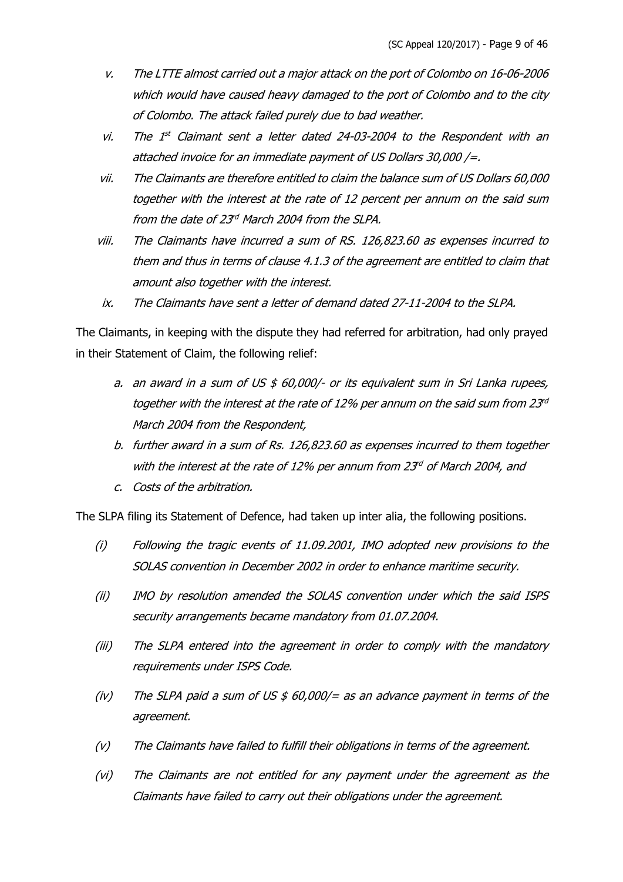v. *The LTTE almost carried out a major attack on the port of Colombo on 16-06-2006 which would have caused heavy damaged to the port of Colombo and to the city of Colombo. The attack failed purely due to bad weather.*

vi. *The 1st Claimant sent a letter dated 24-03-2004 to the Respondent with an attached invoice for an immediate payment of US Dollars 30,000 /=.*

vii. *The Claimants are therefore entitled to claim the balance sum of US Dollars 60,000 together with the interest at the rate of 12 percent per annum on the said sum from the date of 23rd March 2004 from the SLPA.*

viii. *The Claimants have incurred a sum of RS. 126,823.60 as expenses incurred to them and thus in terms of clause 4.1.3 of the agreement are entitled to claim that amount also together with the interest.*

ix. *The Claimants have sent a letter of demand dated 27-11-2004 to the SLPA.*

The Claimants, in keeping with the dispute they had referred for arbitration, had only prayed in their Statement of Claim, the following relief:

a. *an award in a sum of US $ 60,000/- or its equivalent sum in Sri Lanka rupees, together with the interest at the rate of 12% per annum on the said sum from 23rd March 2004 from the Respondent,*

b. *further award in a sum of Rs. 126,823.60 as expenses incurred to them together with the interest at the rate of 12% per annum from 23rd of March 2004, and*

c. *Costs of the arbitration.*

The SLPA filing its Statement of Defence, had taken up inter alia, the following positions.

(i) *Following the tragic events of 11.09.2001, IMO adopted new provisions to the SOLAS convention in December 2002 in order to enhance maritime security.*

(ii) *IMO by resolution amended the SOLAS convention under which the said ISPS security arrangements became mandatory from 01.07.2004.*

(iii) *The SLPA entered into the agreement in order to comply with the mandatory requirements under ISPS Code.*

(iv) *The SLPA paid a sum of US $ 60,000/= as an advance payment in terms of the agreement.*

(v) *The Claimants have failed to fulfill their obligations in terms of the agreement.*

(vi) *The Claimants are not entitled for any payment under the agreement as the Claimants have failed to carry out their obligations under the agreement.*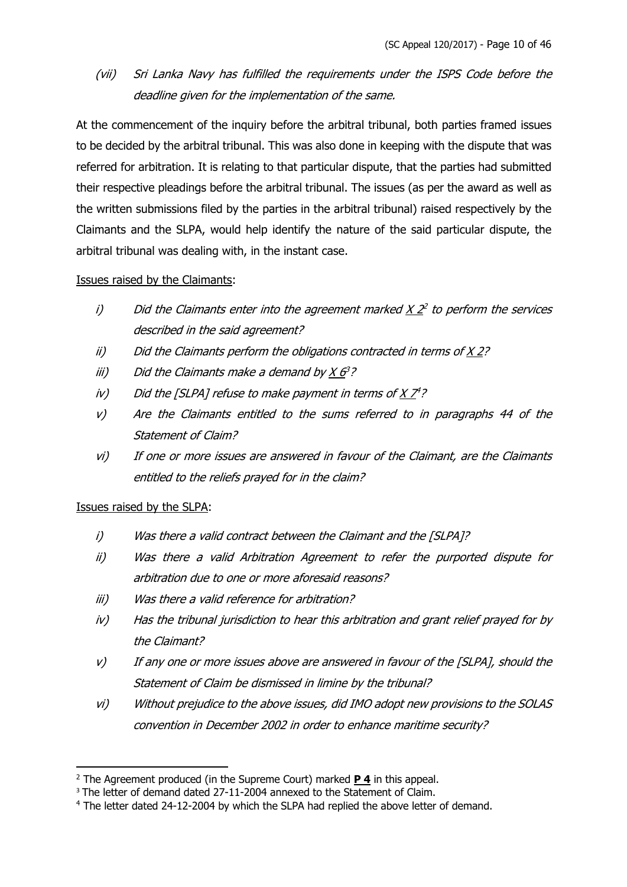(vii) *Sri Lanka Navy has fulfilled the requirements under the ISPS Code before the deadline given for the implementation of the same.*

At the commencement of the inquiry before the arbitral tribunal, both parties framed issues to be decided by the arbitral tribunal. This was also done in keeping with the dispute that was referred for arbitration. It is relating to that particular dispute, that the parties had submitted their respective pleadings before the arbitral tribunal. The issues (as per the award as well as the written submissions filed by the parties in the arbitral tribunal) raised respectively by the Claimants and the SLPA, would help identify the nature of the said particular dispute, the arbitral tribunal was dealing with, in the instant case.

Issues raised by the Claimants:

i) *Did the Claimants enter into the agreement marked X 2[2] to perform the services described in the said agreement?*
ii) *Did the Claimants perform the obligations contracted in terms of X 2?*
iii) *Did the Claimants make a demand by X 6[3]?*
iv) *Did the [SLPA] refuse to make payment in terms of X 7[4]?*
v) *Are the Claimants entitled to the sums referred to in paragraphs 44 of the Statement of Claim?*
vi) *If one or more issues are answered in favour of the Claimant, are the Claimants entitled to the reliefs prayed for in the claim?*

Issues raised by the SLPA:

i) *Was there a valid contract between the Claimant and the [SLPA]?*
ii) *Was there a valid Arbitration Agreement to refer the purported dispute for arbitration due to one or more aforesaid reasons?*
iii) *Was there a valid reference for arbitration?*
iv) *Has the tribunal jurisdiction to hear this arbitration and grant relief prayed for by the Claimant?*
v) *If any one or more issues above are answered in favour of the [SLPA], should the Statement of Claim be dismissed in limine by the tribunal?*
vi) *Without prejudice to the above issues, did IMO adopt new provisions to the SOLAS convention in December 2002 in order to enhance maritime security?*

---

[2] The Agreement produced (in the Supreme Court) marked **P 4** in this appeal.
[3] The letter of demand dated 27-11-2004 annexed to the Statement of Claim.
[4] The letter dated 24-12-2004 by which the SLPA had replied the above letter of demand.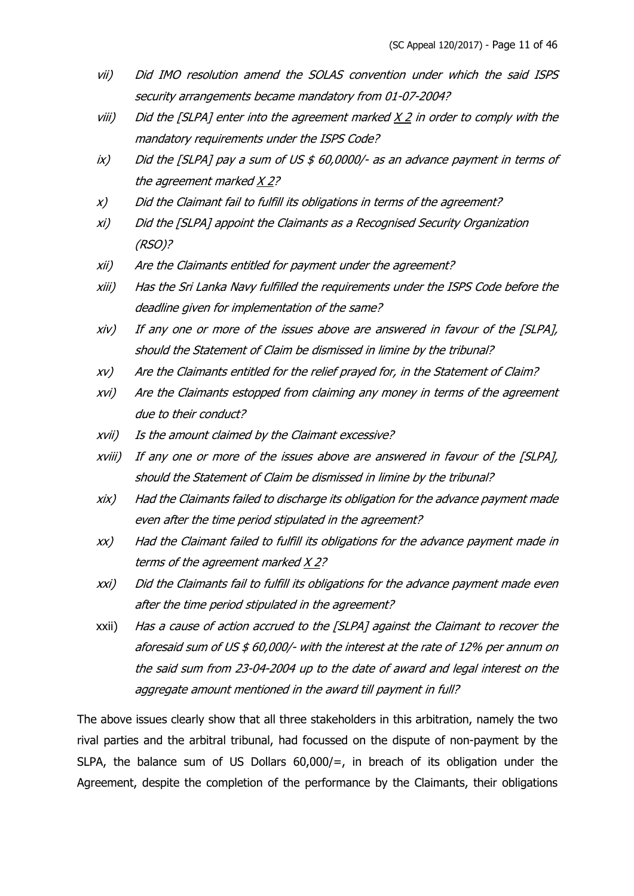vii) *Did IMO resolution amend the SOLAS convention under which the said ISPS security arrangements became mandatory from 01-07-2004?*

viii) *Did the [SLPA] enter into the agreement marked X 2 in order to comply with the mandatory requirements under the ISPS Code?*

ix) *Did the [SLPA] pay a sum of US $ 60,0000/- as an advance payment in terms of the agreement marked X 2?*

x) *Did the Claimant fail to fulfill its obligations in terms of the agreement?*

xi) *Did the [SLPA] appoint the Claimants as a Recognised Security Organization (RSO)?*

xii) *Are the Claimants entitled for payment under the agreement?*

xiii) *Has the Sri Lanka Navy fulfilled the requirements under the ISPS Code before the deadline given for implementation of the same?*

xiv) *If any one or more of the issues above are answered in favour of the [SLPA], should the Statement of Claim be dismissed in limine by the tribunal?*

xv) *Are the Claimants entitled for the relief prayed for, in the Statement of Claim?*

xvi) *Are the Claimants estopped from claiming any money in terms of the agreement due to their conduct?*

xvii) *Is the amount claimed by the Claimant excessive?*

xviii) *If any one or more of the issues above are answered in favour of the [SLPA], should the Statement of Claim be dismissed in limine by the tribunal?*

xix) *Had the Claimants failed to discharge its obligation for the advance payment made even after the time period stipulated in the agreement?*

xx) *Had the Claimant failed to fulfill its obligations for the advance payment made in terms of the agreement marked X 2?*

xxi) *Did the Claimants fail to fulfill its obligations for the advance payment made even after the time period stipulated in the agreement?*

xxii) *Has a cause of action accrued to the [SLPA] against the Claimant to recover the aforesaid sum of US $ 60,000/- with the interest at the rate of 12% per annum on the said sum from 23-04-2004 up to the date of award and legal interest on the aggregate amount mentioned in the award till payment in full?*

The above issues clearly show that all three stakeholders in this arbitration, namely the two rival parties and the arbitral tribunal, had focussed on the dispute of non-payment by the SLPA, the balance sum of US Dollars 60,000/=, in breach of its obligation under the Agreement, despite the completion of the performance by the Claimants, their obligations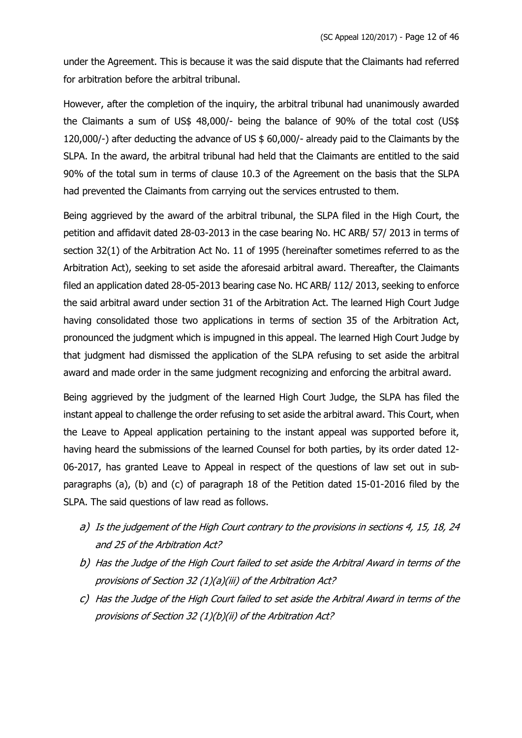under the Agreement. This is because it was the said dispute that the Claimants had referred for arbitration before the arbitral tribunal.

However, after the completion of the inquiry, the arbitral tribunal had unanimously awarded the Claimants a sum of US$ 48,000/- being the balance of 90% of the total cost (US$ 120,000/-) after deducting the advance of US $ 60,000/- already paid to the Claimants by the SLPA. In the award, the arbitral tribunal had held that the Claimants are entitled to the said 90% of the total sum in terms of clause 10.3 of the Agreement on the basis that the SLPA had prevented the Claimants from carrying out the services entrusted to them.

Being aggrieved by the award of the arbitral tribunal, the SLPA filed in the High Court, the petition and affidavit dated 28-03-2013 in the case bearing No. HC ARB/ 57/ 2013 in terms of section 32(1) of the Arbitration Act No. 11 of 1995 (hereinafter sometimes referred to as the Arbitration Act), seeking to set aside the aforesaid arbitral award. Thereafter, the Claimants filed an application dated 28-05-2013 bearing case No. HC ARB/ 112/ 2013, seeking to enforce the said arbitral award under section 31 of the Arbitration Act. The learned High Court Judge having consolidated those two applications in terms of section 35 of the Arbitration Act, pronounced the judgment which is impugned in this appeal. The learned High Court Judge by that judgment had dismissed the application of the SLPA refusing to set aside the arbitral award and made order in the same judgment recognizing and enforcing the arbitral award.

Being aggrieved by the judgment of the learned High Court Judge, the SLPA has filed the instant appeal to challenge the order refusing to set aside the arbitral award. This Court, when the Leave to Appeal application pertaining to the instant appeal was supported before it, having heard the submissions of the learned Counsel for both parties, by its order dated 12-06-2017, has granted Leave to Appeal in respect of the questions of law set out in sub-paragraphs (a), (b) and (c) of paragraph 18 of the Petition dated 15-01-2016 filed by the SLPA. The said questions of law read as follows.

*a) Is the judgement of the High Court contrary to the provisions in sections 4, 15, 18, 24 and 25 of the Arbitration Act?*

*b) Has the Judge of the High Court failed to set aside the Arbitral Award in terms of the provisions of Section 32 (1)(a)(iii) of the Arbitration Act?*

*c) Has the Judge of the High Court failed to set aside the Arbitral Award in terms of the provisions of Section 32 (1)(b)(ii) of the Arbitration Act?*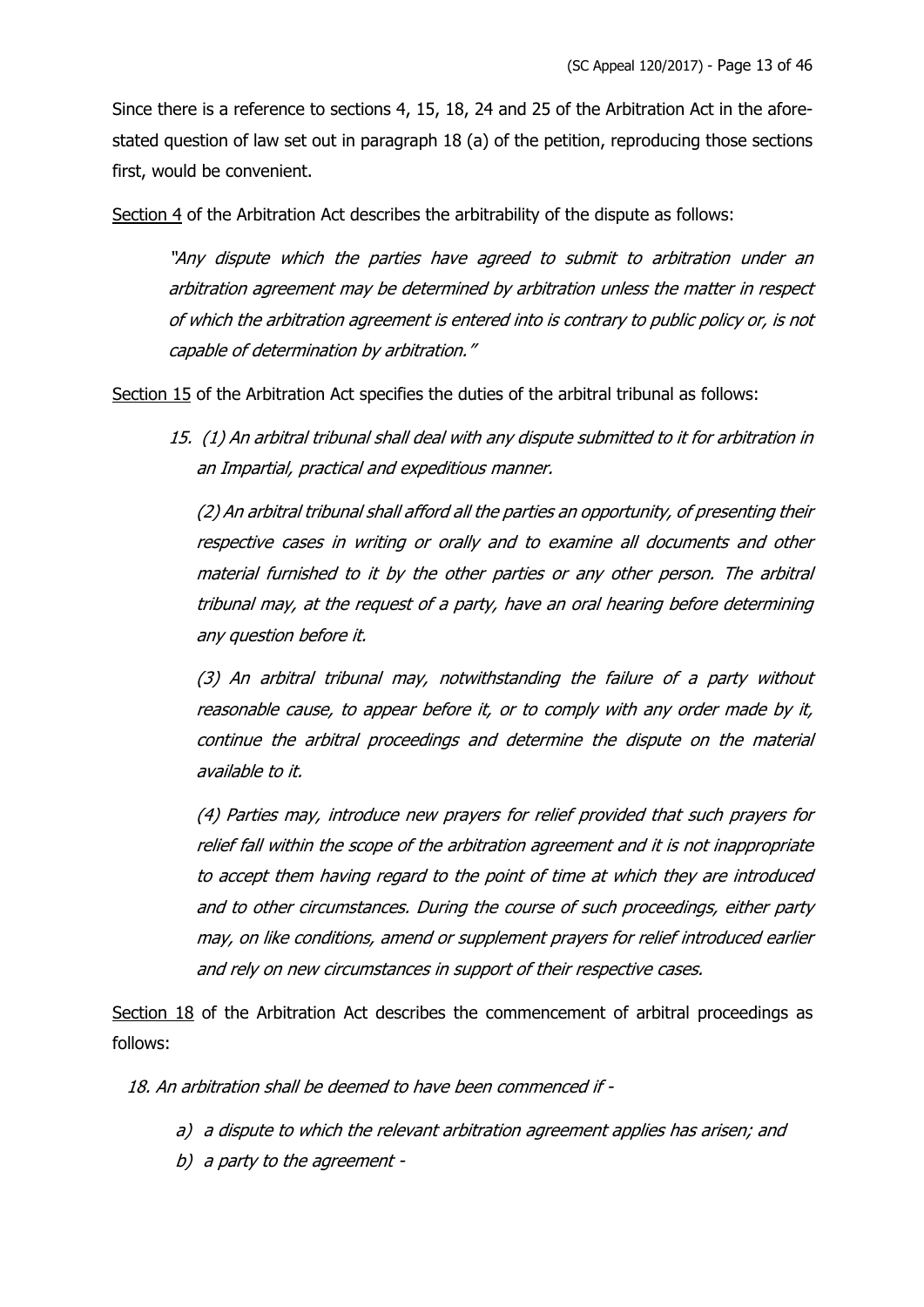Since there is a reference to sections 4, 15, 18, 24 and 25 of the Arbitration Act in the afore-stated question of law set out in paragraph 18 (a) of the petition, reproducing those sections first, would be convenient.

<u>Section 4</u> of the Arbitration Act describes the arbitrability of the dispute as follows:

> *"Any dispute which the parties have agreed to submit to arbitration under an arbitration agreement may be determined by arbitration unless the matter in respect of which the arbitration agreement is entered into is contrary to public policy or, is not capable of determination by arbitration."*

<u>Section 15</u> of the Arbitration Act specifies the duties of the arbitral tribunal as follows:

> *15. (1) An arbitral tribunal shall deal with any dispute submitted to it for arbitration in an Impartial, practical and expeditious manner.*
>
> *(2) An arbitral tribunal shall afford all the parties an opportunity, of presenting their respective cases in writing or orally and to examine all documents and other material furnished to it by the other parties or any other person. The arbitral tribunal may, at the request of a party, have an oral hearing before determining any question before it.*
>
> *(3) An arbitral tribunal may, notwithstanding the failure of a party without reasonable cause, to appear before it, or to comply with any order made by it, continue the arbitral proceedings and determine the dispute on the material available to it.*
>
> *(4) Parties may, introduce new prayers for relief provided that such prayers for relief fall within the scope of the arbitration agreement and it is not inappropriate to accept them having regard to the point of time at which they are introduced and to other circumstances. During the course of such proceedings, either party may, on like conditions, amend or supplement prayers for relief introduced earlier and rely on new circumstances in support of their respective cases.*

<u>Section 18</u> of the Arbitration Act describes the commencement of arbitral proceedings as follows:

> *18. An arbitration shall be deemed to have been commenced if -*
>
> *a) a dispute to which the relevant arbitration agreement applies has arisen; and*
>
> *b) a party to the agreement -*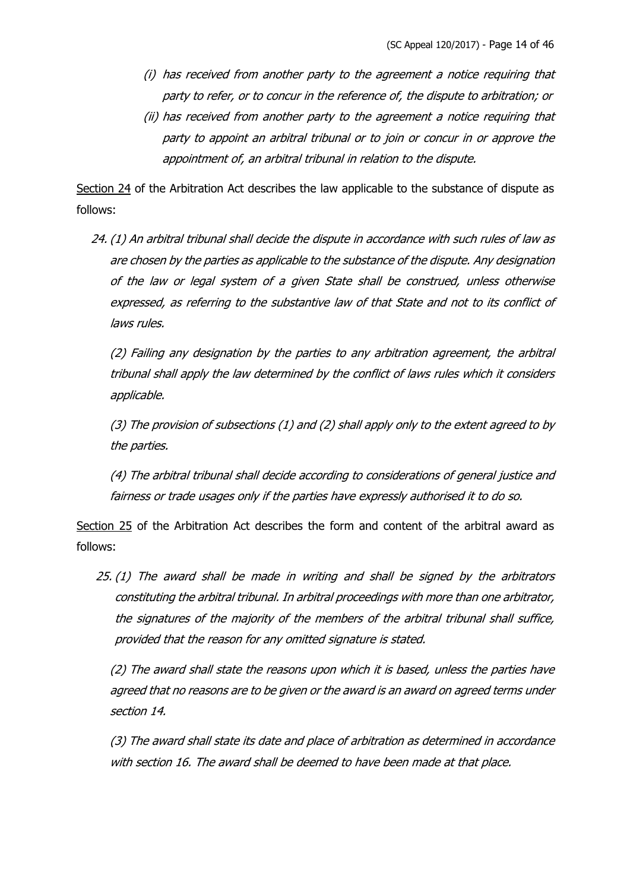*(i) has received from another party to the agreement a notice requiring that party to refer, or to concur in the reference of, the dispute to arbitration; or*

*(ii) has received from another party to the agreement a notice requiring that party to appoint an arbitral tribunal or to join or concur in or approve the appointment of, an arbitral tribunal in relation to the dispute.*

Section 24 of the Arbitration Act describes the law applicable to the substance of dispute as follows:

*24. (1) An arbitral tribunal shall decide the dispute in accordance with such rules of law as are chosen by the parties as applicable to the substance of the dispute. Any designation of the law or legal system of a given State shall be construed, unless otherwise expressed, as referring to the substantive law of that State and not to its conflict of laws rules.*

*(2) Failing any designation by the parties to any arbitration agreement, the arbitral tribunal shall apply the law determined by the conflict of laws rules which it considers applicable.*

*(3) The provision of subsections (1) and (2) shall apply only to the extent agreed to by the parties.*

*(4) The arbitral tribunal shall decide according to considerations of general justice and fairness or trade usages only if the parties have expressly authorised it to do so.*

Section 25 of the Arbitration Act describes the form and content of the arbitral award as follows:

*25. (1) The award shall be made in writing and shall be signed by the arbitrators constituting the arbitral tribunal. In arbitral proceedings with more than one arbitrator, the signatures of the majority of the members of the arbitral tribunal shall suffice, provided that the reason for any omitted signature is stated.*

*(2) The award shall state the reasons upon which it is based, unless the parties have agreed that no reasons are to be given or the award is an award on agreed terms under section 14.*

*(3) The award shall state its date and place of arbitration as determined in accordance with section 16. The award shall be deemed to have been made at that place.*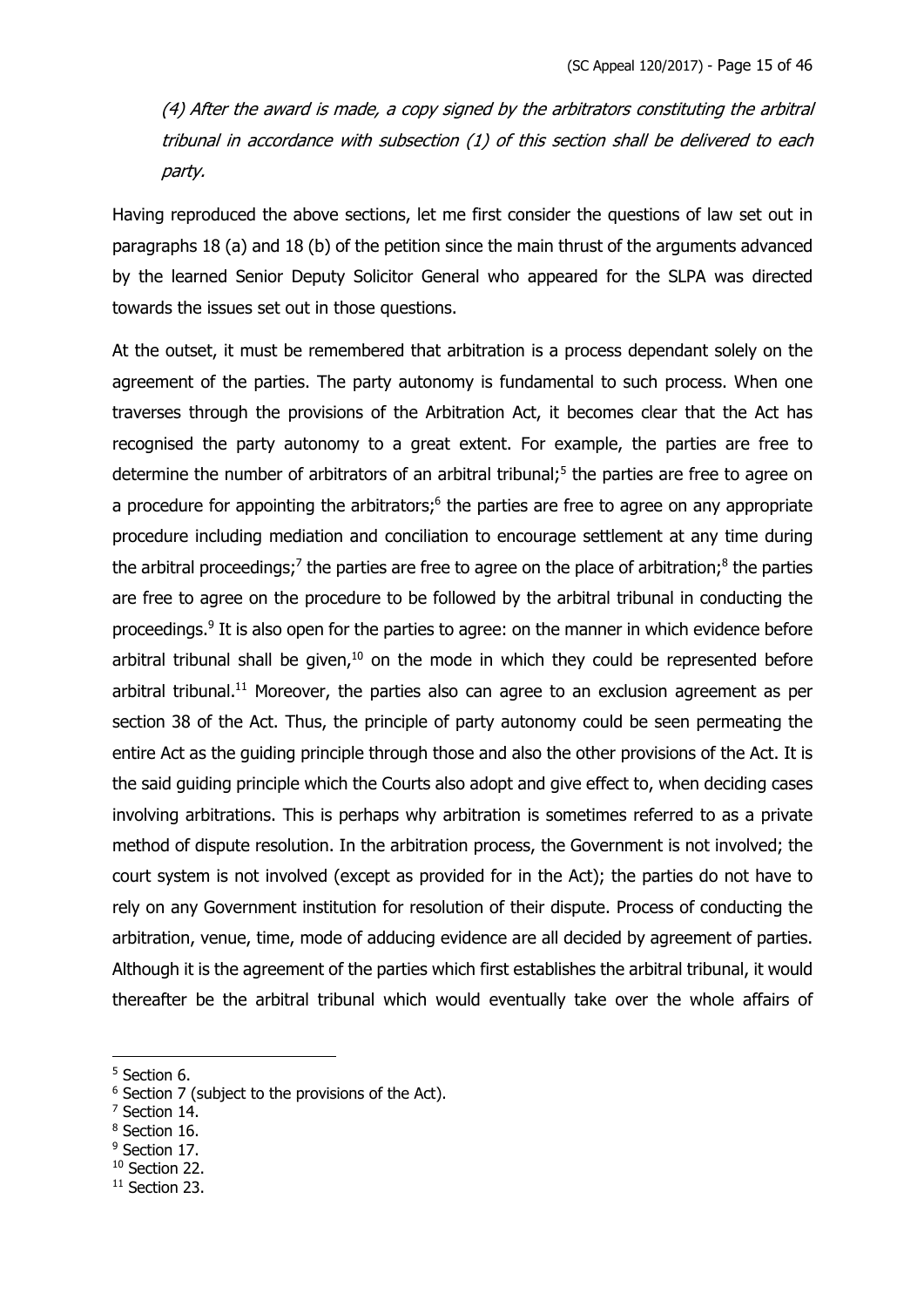*(4) After the award is made, a copy signed by the arbitrators constituting the arbitral tribunal in accordance with subsection (1) of this section shall be delivered to each party.*

Having reproduced the above sections, let me first consider the questions of law set out in paragraphs 18 (a) and 18 (b) of the petition since the main thrust of the arguments advanced by the learned Senior Deputy Solicitor General who appeared for the SLPA was directed towards the issues set out in those questions.

At the outset, it must be remembered that arbitration is a process dependant solely on the agreement of the parties. The party autonomy is fundamental to such process. When one traverses through the provisions of the Arbitration Act, it becomes clear that the Act has recognised the party autonomy to a great extent. For example, the parties are free to determine the number of arbitrators of an arbitral tribunal;[5] the parties are free to agree on a procedure for appointing the arbitrators;[6] the parties are free to agree on any appropriate procedure including mediation and conciliation to encourage settlement at any time during the arbitral proceedings;[7] the parties are free to agree on the place of arbitration;[8] the parties are free to agree on the procedure to be followed by the arbitral tribunal in conducting the proceedings.[9] It is also open for the parties to agree: on the manner in which evidence before arbitral tribunal shall be given,[10] on the mode in which they could be represented before arbitral tribunal.[11] Moreover, the parties also can agree to an exclusion agreement as per section 38 of the Act. Thus, the principle of party autonomy could be seen permeating the entire Act as the guiding principle through those and also the other provisions of the Act. It is the said guiding principle which the Courts also adopt and give effect to, when deciding cases involving arbitrations. This is perhaps why arbitration is sometimes referred to as a private method of dispute resolution. In the arbitration process, the Government is not involved; the court system is not involved (except as provided for in the Act); the parties do not have to rely on any Government institution for resolution of their dispute. Process of conducting the arbitration, venue, time, mode of adducing evidence are all decided by agreement of parties. Although it is the agreement of the parties which first establishes the arbitral tribunal, it would thereafter be the arbitral tribunal which would eventually take over the whole affairs of

---

[5] Section 6.
[6] Section 7 (subject to the provisions of the Act).
[7] Section 14.
[8] Section 16.
[9] Section 17.
[10] Section 22.
[11] Section 23.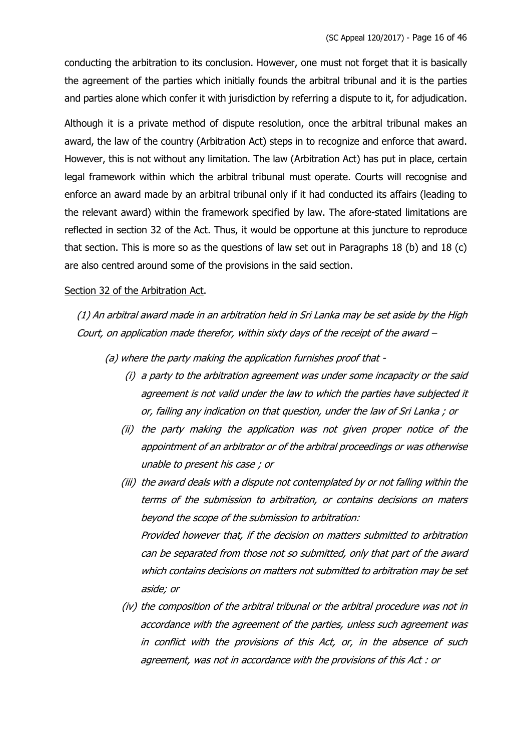conducting the arbitration to its conclusion. However, one must not forget that it is basically the agreement of the parties which initially founds the arbitral tribunal and it is the parties and parties alone which confer it with jurisdiction by referring a dispute to it, for adjudication.

Although it is a private method of dispute resolution, once the arbitral tribunal makes an award, the law of the country (Arbitration Act) steps in to recognize and enforce that award. However, this is not without any limitation. The law (Arbitration Act) has put in place, certain legal framework within which the arbitral tribunal must operate. Courts will recognise and enforce an award made by an arbitral tribunal only if it had conducted its affairs (leading to the relevant award) within the framework specified by law. The afore-stated limitations are reflected in section 32 of the Act. Thus, it would be opportune at this juncture to reproduce that section. This is more so as the questions of law set out in Paragraphs 18 (b) and 18 (c) are also centred around some of the provisions in the said section.

Section 32 of the Arbitration Act.

*(1) An arbitral award made in an arbitration held in Sri Lanka may be set aside by the High Court, on application made therefor, within sixty days of the receipt of the award –*

*(a) where the party making the application furnishes proof that -*

*(i) a party to the arbitration agreement was under some incapacity or the said agreement is not valid under the law to which the parties have subjected it or, failing any indication on that question, under the law of Sri Lanka ; or*

*(ii) the party making the application was not given proper notice of the appointment of an arbitrator or of the arbitral proceedings or was otherwise unable to present his case ; or*

*(iii) the award deals with a dispute not contemplated by or not falling within the terms of the submission to arbitration, or contains decisions on maters beyond the scope of the submission to arbitration:*

*Provided however that, if the decision on matters submitted to arbitration can be separated from those not so submitted, only that part of the award which contains decisions on matters not submitted to arbitration may be set aside; or*

*(iv) the composition of the arbitral tribunal or the arbitral procedure was not in accordance with the agreement of the parties, unless such agreement was in conflict with the provisions of this Act, or, in the absence of such agreement, was not in accordance with the provisions of this Act : or*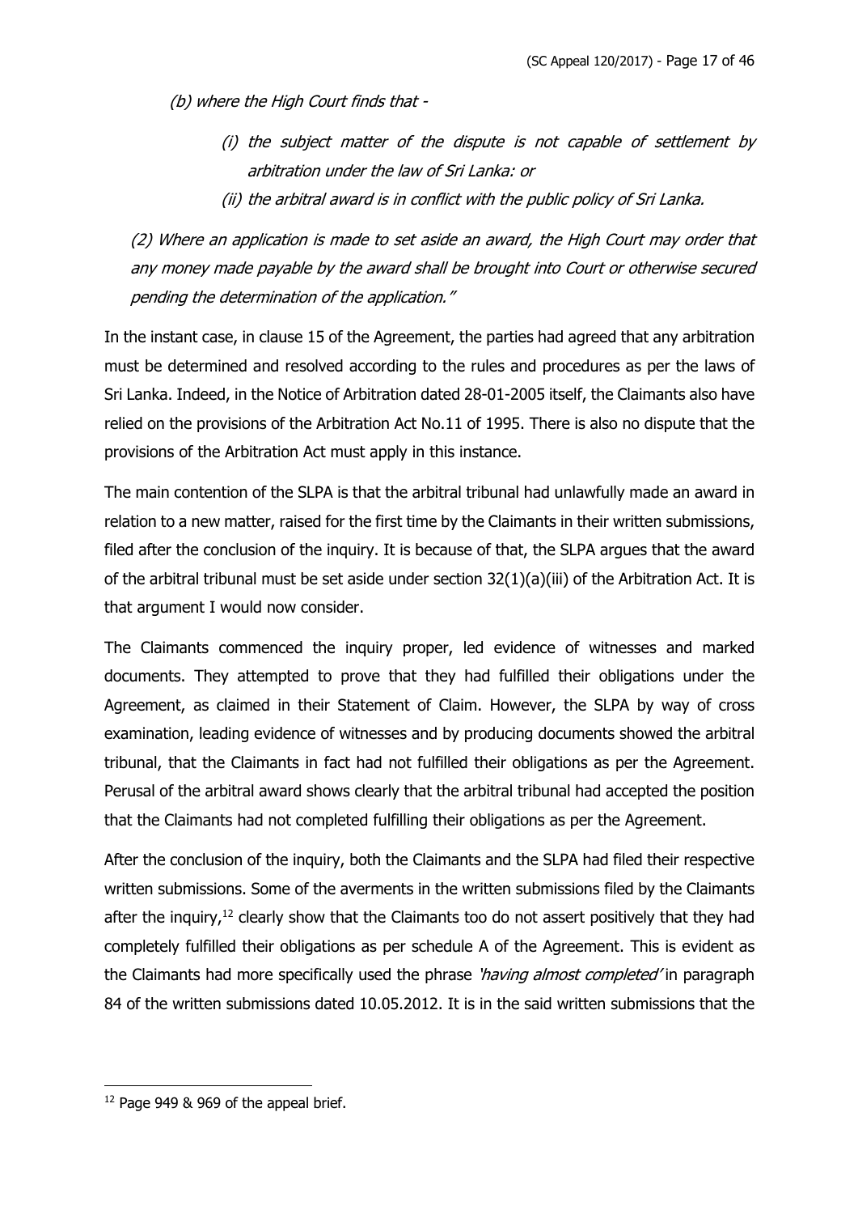*(b) where the High Court finds that -*

> *(i) the subject matter of the dispute is not capable of settlement by arbitration under the law of Sri Lanka: or*
>
> *(ii) the arbitral award is in conflict with the public policy of Sri Lanka.*

*(2) Where an application is made to set aside an award, the High Court may order that any money made payable by the award shall be brought into Court or otherwise secured pending the determination of the application."*

In the instant case, in clause 15 of the Agreement, the parties had agreed that any arbitration must be determined and resolved according to the rules and procedures as per the laws of Sri Lanka. Indeed, in the Notice of Arbitration dated 28-01-2005 itself, the Claimants also have relied on the provisions of the Arbitration Act No.11 of 1995. There is also no dispute that the provisions of the Arbitration Act must apply in this instance.

The main contention of the SLPA is that the arbitral tribunal had unlawfully made an award in relation to a new matter, raised for the first time by the Claimants in their written submissions, filed after the conclusion of the inquiry. It is because of that, the SLPA argues that the award of the arbitral tribunal must be set aside under section 32(1)(a)(iii) of the Arbitration Act. It is that argument I would now consider.

The Claimants commenced the inquiry proper, led evidence of witnesses and marked documents. They attempted to prove that they had fulfilled their obligations under the Agreement, as claimed in their Statement of Claim. However, the SLPA by way of cross examination, leading evidence of witnesses and by producing documents showed the arbitral tribunal, that the Claimants in fact had not fulfilled their obligations as per the Agreement. Perusal of the arbitral award shows clearly that the arbitral tribunal had accepted the position that the Claimants had not completed fulfilling their obligations as per the Agreement.

After the conclusion of the inquiry, both the Claimants and the SLPA had filed their respective written submissions. Some of the averments in the written submissions filed by the Claimants after the inquiry,[12] clearly show that the Claimants too do not assert positively that they had completely fulfilled their obligations as per schedule A of the Agreement. This is evident as the Claimants had more specifically used the phrase *'having almost completed'* in paragraph 84 of the written submissions dated 10.05.2012. It is in the said written submissions that the

---

[12] Page 949 & 969 of the appeal brief.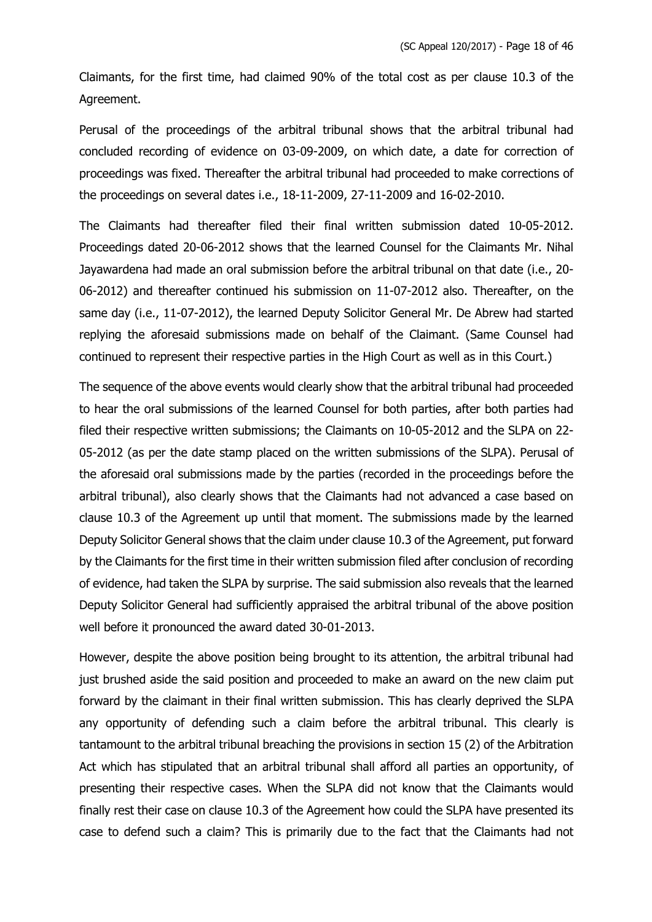Claimants, for the first time, had claimed 90% of the total cost as per clause 10.3 of the Agreement.

Perusal of the proceedings of the arbitral tribunal shows that the arbitral tribunal had concluded recording of evidence on 03-09-2009, on which date, a date for correction of proceedings was fixed. Thereafter the arbitral tribunal had proceeded to make corrections of the proceedings on several dates i.e., 18-11-2009, 27-11-2009 and 16-02-2010.

The Claimants had thereafter filed their final written submission dated 10-05-2012. Proceedings dated 20-06-2012 shows that the learned Counsel for the Claimants Mr. Nihal Jayawardena had made an oral submission before the arbitral tribunal on that date (i.e., 20-06-2012) and thereafter continued his submission on 11-07-2012 also. Thereafter, on the same day (i.e., 11-07-2012), the learned Deputy Solicitor General Mr. De Abrew had started replying the aforesaid submissions made on behalf of the Claimant. (Same Counsel had continued to represent their respective parties in the High Court as well as in this Court.)

The sequence of the above events would clearly show that the arbitral tribunal had proceeded to hear the oral submissions of the learned Counsel for both parties, after both parties had filed their respective written submissions; the Claimants on 10-05-2012 and the SLPA on 22-05-2012 (as per the date stamp placed on the written submissions of the SLPA). Perusal of the aforesaid oral submissions made by the parties (recorded in the proceedings before the arbitral tribunal), also clearly shows that the Claimants had not advanced a case based on clause 10.3 of the Agreement up until that moment. The submissions made by the learned Deputy Solicitor General shows that the claim under clause 10.3 of the Agreement, put forward by the Claimants for the first time in their written submission filed after conclusion of recording of evidence, had taken the SLPA by surprise. The said submission also reveals that the learned Deputy Solicitor General had sufficiently appraised the arbitral tribunal of the above position well before it pronounced the award dated 30-01-2013.

However, despite the above position being brought to its attention, the arbitral tribunal had just brushed aside the said position and proceeded to make an award on the new claim put forward by the claimant in their final written submission. This has clearly deprived the SLPA any opportunity of defending such a claim before the arbitral tribunal. This clearly is tantamount to the arbitral tribunal breaching the provisions in section 15 (2) of the Arbitration Act which has stipulated that an arbitral tribunal shall afford all parties an opportunity, of presenting their respective cases. When the SLPA did not know that the Claimants would finally rest their case on clause 10.3 of the Agreement how could the SLPA have presented its case to defend such a claim? This is primarily due to the fact that the Claimants had not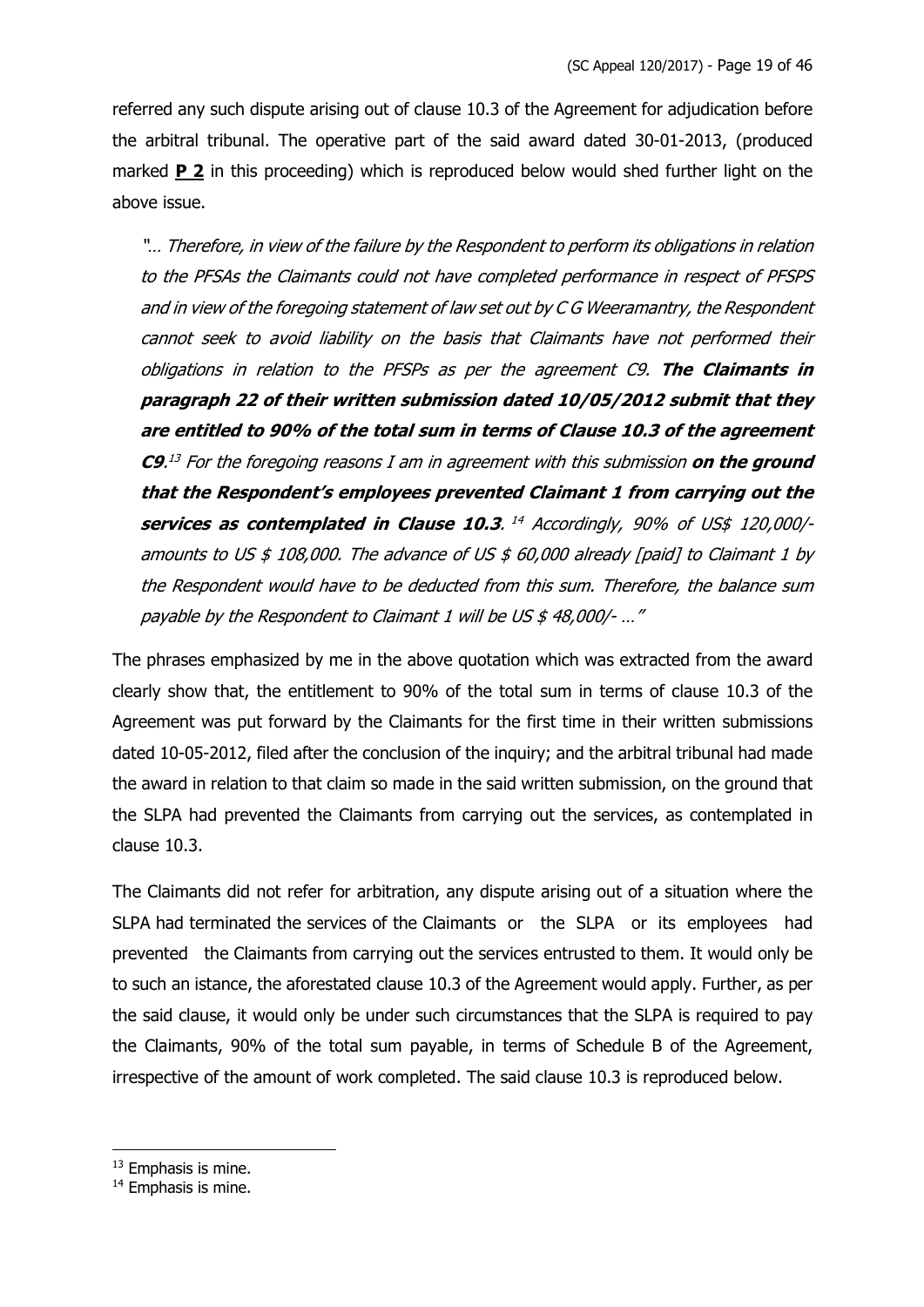referred any such dispute arising out of clause 10.3 of the Agreement for adjudication before the arbitral tribunal. The operative part of the said award dated 30-01-2013, (produced marked **P 2** in this proceeding) which is reproduced below would shed further light on the above issue.

> *"… Therefore, in view of the failure by the Respondent to perform its obligations in relation to the PFSAs the Claimants could not have completed performance in respect of PFSPS and in view of the foregoing statement of law set out by C G Weeramantry, the Respondent cannot seek to avoid liability on the basis that Claimants have not performed their obligations in relation to the PFSPs as per the agreement C9.* ***The Claimants in paragraph 22 of their written submission dated 10/05/2012 submit that they are entitled to 90% of the total sum in terms of Clause 10.3 of the agreement C9****.*[13] *For the foregoing reasons I am in agreement with this submission* ***on the ground that the Respondent's employees prevented Claimant 1 from carrying out the services as contemplated in Clause 10.3****.* [14] *Accordingly, 90% of US$ 120,000/- amounts to US $ 108,000. The advance of US $ 60,000 already [paid] to Claimant 1 by the Respondent would have to be deducted from this sum. Therefore, the balance sum payable by the Respondent to Claimant 1 will be US $ 48,000/- …"*

The phrases emphasized by me in the above quotation which was extracted from the award clearly show that, the entitlement to 90% of the total sum in terms of clause 10.3 of the Agreement was put forward by the Claimants for the first time in their written submissions dated 10-05-2012, filed after the conclusion of the inquiry; and the arbitral tribunal had made the award in relation to that claim so made in the said written submission, on the ground that the SLPA had prevented the Claimants from carrying out the services, as contemplated in clause 10.3.

The Claimants did not refer for arbitration, any dispute arising out of a situation where the SLPA had terminated the services of the Claimants or the SLPA or its employees had prevented the Claimants from carrying out the services entrusted to them. It would only be to such an istance, the aforestated clause 10.3 of the Agreement would apply. Further, as per the said clause, it would only be under such circumstances that the SLPA is required to pay the Claimants, 90% of the total sum payable, in terms of Schedule B of the Agreement, irrespective of the amount of work completed. The said clause 10.3 is reproduced below.

---

[13] Emphasis is mine.

[14] Emphasis is mine.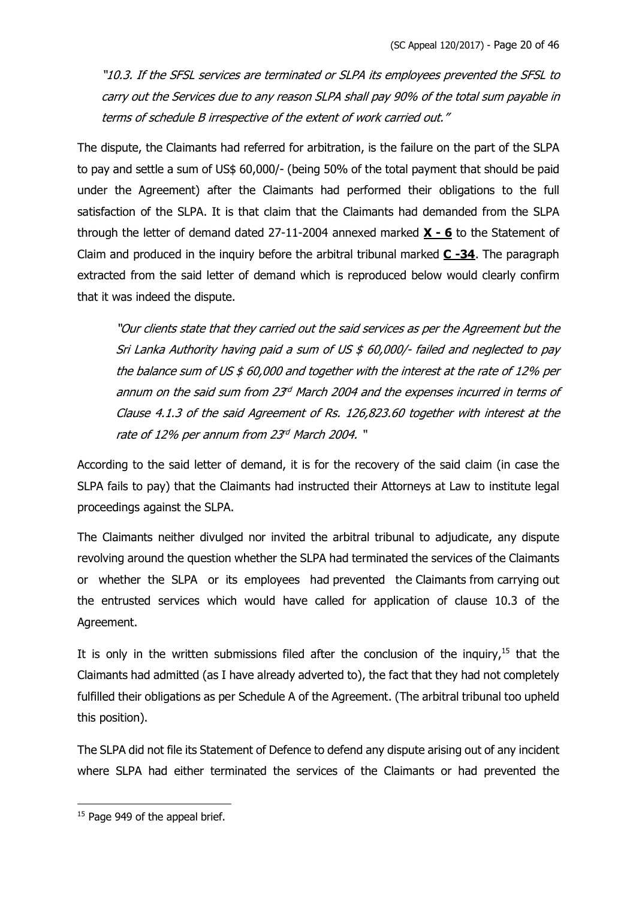*"10.3. If the SFSL services are terminated or SLPA its employees prevented the SFSL to carry out the Services due to any reason SLPA shall pay 90% of the total sum payable in terms of schedule B irrespective of the extent of work carried out."*

The dispute, the Claimants had referred for arbitration, is the failure on the part of the SLPA to pay and settle a sum of US$ 60,000/- (being 50% of the total payment that should be paid under the Agreement) after the Claimants had performed their obligations to the full satisfaction of the SLPA. It is that claim that the Claimants had demanded from the SLPA through the letter of demand dated 27-11-2004 annexed marked **X - 6** to the Statement of Claim and produced in the inquiry before the arbitral tribunal marked **C -34**. The paragraph extracted from the said letter of demand which is reproduced below would clearly confirm that it was indeed the dispute.

> *"Our clients state that they carried out the said services as per the Agreement but the Sri Lanka Authority having paid a sum of US $ 60,000/- failed and neglected to pay the balance sum of US $ 60,000 and together with the interest at the rate of 12% per annum on the said sum from 23rd March 2004 and the expenses incurred in terms of Clause 4.1.3 of the said Agreement of Rs. 126,823.60 together with interest at the rate of 12% per annum from 23rd March 2004. "*

According to the said letter of demand, it is for the recovery of the said claim (in case the SLPA fails to pay) that the Claimants had instructed their Attorneys at Law to institute legal proceedings against the SLPA.

The Claimants neither divulged nor invited the arbitral tribunal to adjudicate, any dispute revolving around the question whether the SLPA had terminated the services of the Claimants or whether the SLPA or its employees had prevented the Claimants from carrying out the entrusted services which would have called for application of clause 10.3 of the Agreement.

It is only in the written submissions filed after the conclusion of the inquiry,[15] that the Claimants had admitted (as I have already adverted to), the fact that they had not completely fulfilled their obligations as per Schedule A of the Agreement. (The arbitral tribunal too upheld this position).

The SLPA did not file its Statement of Defence to defend any dispute arising out of any incident where SLPA had either terminated the services of the Claimants or had prevented the

---

[15] Page 949 of the appeal brief.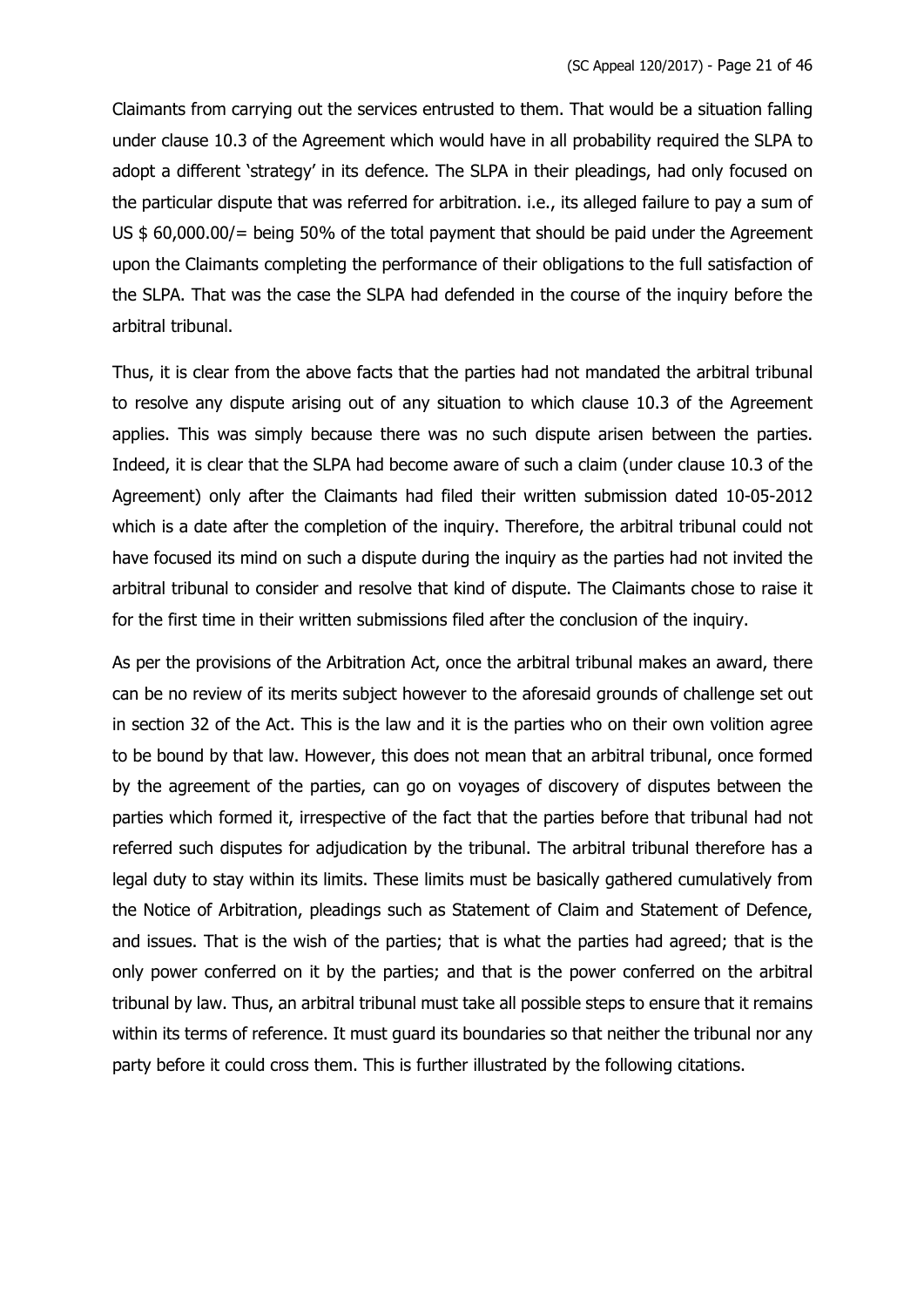Claimants from carrying out the services entrusted to them. That would be a situation falling under clause 10.3 of the Agreement which would have in all probability required the SLPA to adopt a different 'strategy' in its defence. The SLPA in their pleadings, had only focused on the particular dispute that was referred for arbitration. i.e., its alleged failure to pay a sum of US $ 60,000.00/= being 50% of the total payment that should be paid under the Agreement upon the Claimants completing the performance of their obligations to the full satisfaction of the SLPA. That was the case the SLPA had defended in the course of the inquiry before the arbitral tribunal.

Thus, it is clear from the above facts that the parties had not mandated the arbitral tribunal to resolve any dispute arising out of any situation to which clause 10.3 of the Agreement applies. This was simply because there was no such dispute arisen between the parties. Indeed, it is clear that the SLPA had become aware of such a claim (under clause 10.3 of the Agreement) only after the Claimants had filed their written submission dated 10-05-2012 which is a date after the completion of the inquiry. Therefore, the arbitral tribunal could not have focused its mind on such a dispute during the inquiry as the parties had not invited the arbitral tribunal to consider and resolve that kind of dispute. The Claimants chose to raise it for the first time in their written submissions filed after the conclusion of the inquiry.

As per the provisions of the Arbitration Act, once the arbitral tribunal makes an award, there can be no review of its merits subject however to the aforesaid grounds of challenge set out in section 32 of the Act. This is the law and it is the parties who on their own volition agree to be bound by that law. However, this does not mean that an arbitral tribunal, once formed by the agreement of the parties, can go on voyages of discovery of disputes between the parties which formed it, irrespective of the fact that the parties before that tribunal had not referred such disputes for adjudication by the tribunal. The arbitral tribunal therefore has a legal duty to stay within its limits. These limits must be basically gathered cumulatively from the Notice of Arbitration, pleadings such as Statement of Claim and Statement of Defence, and issues. That is the wish of the parties; that is what the parties had agreed; that is the only power conferred on it by the parties; and that is the power conferred on the arbitral tribunal by law. Thus, an arbitral tribunal must take all possible steps to ensure that it remains within its terms of reference. It must guard its boundaries so that neither the tribunal nor any party before it could cross them. This is further illustrated by the following citations.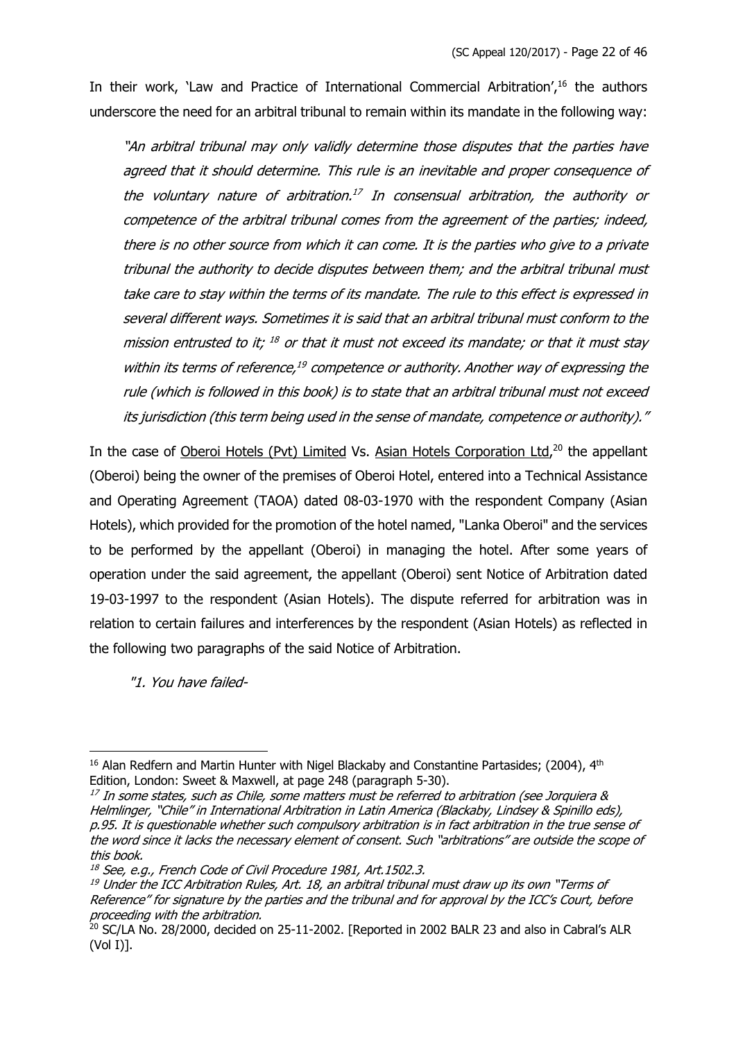In their work, 'Law and Practice of International Commercial Arbitration',[16] the authors underscore the need for an arbitral tribunal to remain within its mandate in the following way:

> *"An arbitral tribunal may only validly determine those disputes that the parties have agreed that it should determine. This rule is an inevitable and proper consequence of the voluntary nature of arbitration.[17] In consensual arbitration, the authority or competence of the arbitral tribunal comes from the agreement of the parties; indeed, there is no other source from which it can come. It is the parties who give to a private tribunal the authority to decide disputes between them; and the arbitral tribunal must take care to stay within the terms of its mandate. The rule to this effect is expressed in several different ways. Sometimes it is said that an arbitral tribunal must conform to the mission entrusted to it; [18] or that it must not exceed its mandate; or that it must stay within its terms of reference,[19] competence or authority. Another way of expressing the rule (which is followed in this book) is to state that an arbitral tribunal must not exceed its jurisdiction (this term being used in the sense of mandate, competence or authority)."*

In the case of Oberoi Hotels (Pvt) Limited Vs. Asian Hotels Corporation Ltd,[20] the appellant (Oberoi) being the owner of the premises of Oberoi Hotel, entered into a Technical Assistance and Operating Agreement (TAOA) dated 08-03-1970 with the respondent Company (Asian Hotels), which provided for the promotion of the hotel named, "Lanka Oberoi" and the services to be performed by the appellant (Oberoi) in managing the hotel. After some years of operation under the said agreement, the appellant (Oberoi) sent Notice of Arbitration dated 19-03-1997 to the respondent (Asian Hotels). The dispute referred for arbitration was in relation to certain failures and interferences by the respondent (Asian Hotels) as reflected in the following two paragraphs of the said Notice of Arbitration.

> *"1. You have failed-*

---

[16] Alan Redfern and Martin Hunter with Nigel Blackaby and Constantine Partasides; (2004), 4th Edition, London: Sweet & Maxwell, at page 248 (paragraph 5-30).

[17] *In some states, such as Chile, some matters must be referred to arbitration (see Jorquiera & Helmlinger, "Chile" in International Arbitration in Latin America (Blackaby, Lindsey & Spinillo eds), p.95. It is questionable whether such compulsory arbitration is in fact arbitration in the true sense of the word since it lacks the necessary element of consent. Such "arbitrations" are outside the scope of this book.*

[18] *See, e.g., French Code of Civil Procedure 1981, Art.1502.3.*

[19] *Under the ICC Arbitration Rules, Art. 18, an arbitral tribunal must draw up its own "Terms of Reference" for signature by the parties and the tribunal and for approval by the ICC's Court, before proceeding with the arbitration.*

[20] SC/LA No. 28/2000, decided on 25-11-2002. [Reported in 2002 BALR 23 and also in Cabral's ALR (Vol I)].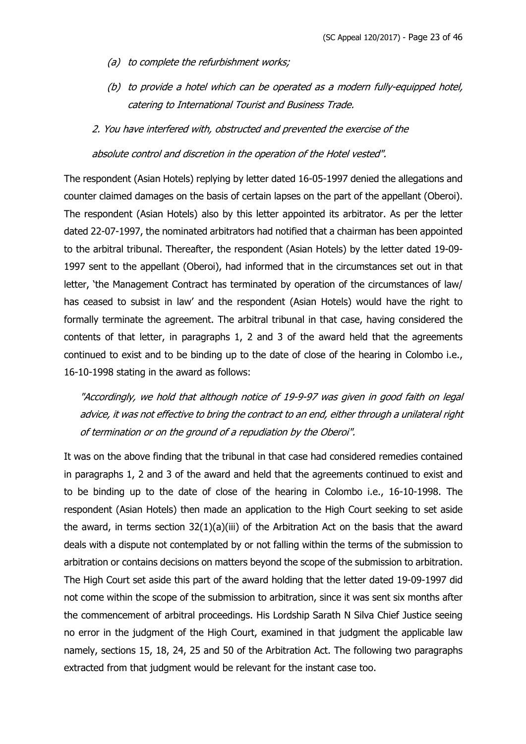*(a) to complete the refurbishment works;*

*(b) to provide a hotel which can be operated as a modern fully-equipped hotel, catering to International Tourist and Business Trade.*

*2. You have interfered with, obstructed and prevented the exercise of the absolute control and discretion in the operation of the Hotel vested".*

The respondent (Asian Hotels) replying by letter dated 16-05-1997 denied the allegations and counter claimed damages on the basis of certain lapses on the part of the appellant (Oberoi). The respondent (Asian Hotels) also by this letter appointed its arbitrator. As per the letter dated 22-07-1997, the nominated arbitrators had notified that a chairman has been appointed to the arbitral tribunal. Thereafter, the respondent (Asian Hotels) by the letter dated 19-09-1997 sent to the appellant (Oberoi), had informed that in the circumstances set out in that letter, 'the Management Contract has terminated by operation of the circumstances of law/ has ceased to subsist in law' and the respondent (Asian Hotels) would have the right to formally terminate the agreement. The arbitral tribunal in that case, having considered the contents of that letter, in paragraphs 1, 2 and 3 of the award held that the agreements continued to exist and to be binding up to the date of close of the hearing in Colombo i.e., 16-10-1998 stating in the award as follows:

> *"Accordingly, we hold that although notice of 19-9-97 was given in good faith on legal advice, it was not effective to bring the contract to an end, either through a unilateral right of termination or on the ground of a repudiation by the Oberoi".*

It was on the above finding that the tribunal in that case had considered remedies contained in paragraphs 1, 2 and 3 of the award and held that the agreements continued to exist and to be binding up to the date of close of the hearing in Colombo i.e., 16-10-1998. The respondent (Asian Hotels) then made an application to the High Court seeking to set aside the award, in terms section 32(1)(a)(iii) of the Arbitration Act on the basis that the award deals with a dispute not contemplated by or not falling within the terms of the submission to arbitration or contains decisions on matters beyond the scope of the submission to arbitration. The High Court set aside this part of the award holding that the letter dated 19-09-1997 did not come within the scope of the submission to arbitration, since it was sent six months after the commencement of arbitral proceedings. His Lordship Sarath N Silva Chief Justice seeing no error in the judgment of the High Court, examined in that judgment the applicable law namely, sections 15, 18, 24, 25 and 50 of the Arbitration Act. The following two paragraphs extracted from that judgment would be relevant for the instant case too.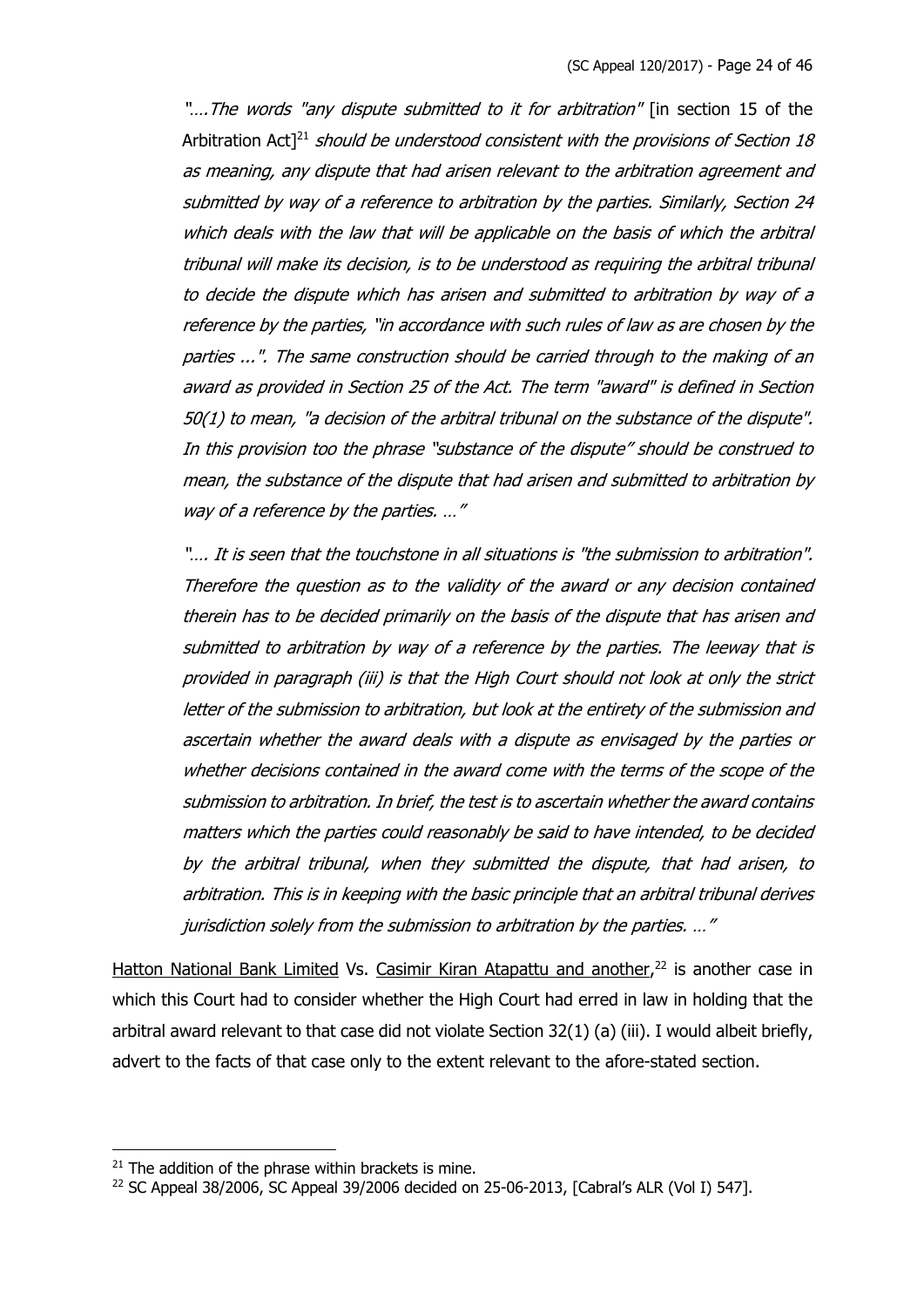*"....The words "any dispute submitted to it for arbitration"* [in section 15 of the Arbitration Act][21] *should be understood consistent with the provisions of Section 18 as meaning, any dispute that had arisen relevant to the arbitration agreement and submitted by way of a reference to arbitration by the parties. Similarly, Section 24 which deals with the law that will be applicable on the basis of which the arbitral tribunal will make its decision, is to be understood as requiring the arbitral tribunal to decide the dispute which has arisen and submitted to arbitration by way of a reference by the parties, "in accordance with such rules of law as are chosen by the parties ...". The same construction should be carried through to the making of an award as provided in Section 25 of the Act. The term "award" is defined in Section 50(1) to mean, "a decision of the arbitral tribunal on the substance of the dispute". In this provision too the phrase "substance of the dispute" should be construed to mean, the substance of the dispute that had arisen and submitted to arbitration by way of a reference by the parties. …"*

*"…. It is seen that the touchstone in all situations is "the submission to arbitration". Therefore the question as to the validity of the award or any decision contained therein has to be decided primarily on the basis of the dispute that has arisen and submitted to arbitration by way of a reference by the parties. The leeway that is provided in paragraph (iii) is that the High Court should not look at only the strict letter of the submission to arbitration, but look at the entirety of the submission and ascertain whether the award deals with a dispute as envisaged by the parties or whether decisions contained in the award come with the terms of the scope of the submission to arbitration. In brief, the test is to ascertain whether the award contains matters which the parties could reasonably be said to have intended, to be decided by the arbitral tribunal, when they submitted the dispute, that had arisen, to arbitration. This is in keeping with the basic principle that an arbitral tribunal derives jurisdiction solely from the submission to arbitration by the parties. …"*

Hatton National Bank Limited Vs. Casimir Kiran Atapattu and another,[22] is another case in which this Court had to consider whether the High Court had erred in law in holding that the arbitral award relevant to that case did not violate Section 32(1) (a) (iii). I would albeit briefly, advert to the facts of that case only to the extent relevant to the afore-stated section.

---

[21] The addition of the phrase within brackets is mine.

[22] SC Appeal 38/2006, SC Appeal 39/2006 decided on 25-06-2013, [Cabral's ALR (Vol I) 547].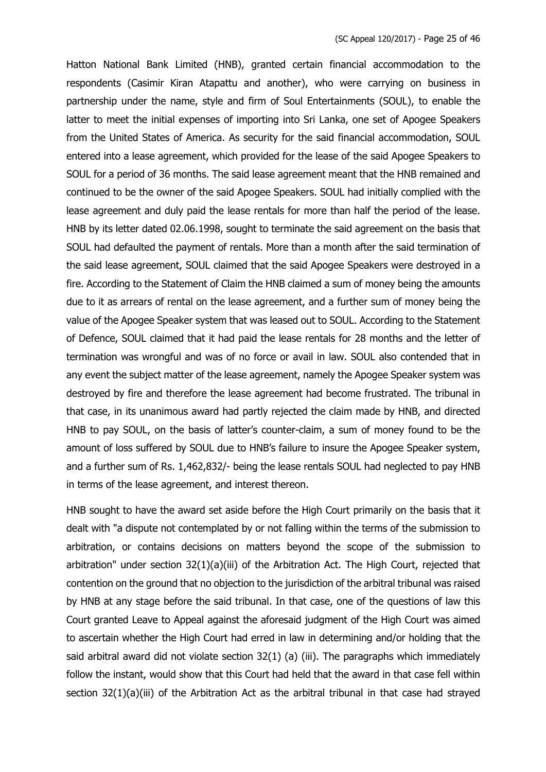Hatton National Bank Limited (HNB), granted certain financial accommodation to the respondents (Casimir Kiran Atapattu and another), who were carrying on business in partnership under the name, style and firm of Soul Entertainments (SOUL), to enable the latter to meet the initial expenses of importing into Sri Lanka, one set of Apogee Speakers from the United States of America. As security for the said financial accommodation, SOUL entered into a lease agreement, which provided for the lease of the said Apogee Speakers to SOUL for a period of 36 months. The said lease agreement meant that the HNB remained and continued to be the owner of the said Apogee Speakers. SOUL had initially complied with the lease agreement and duly paid the lease rentals for more than half the period of the lease. HNB by its letter dated 02.06.1998, sought to terminate the said agreement on the basis that SOUL had defaulted the payment of rentals. More than a month after the said termination of the said lease agreement, SOUL claimed that the said Apogee Speakers were destroyed in a fire. According to the Statement of Claim the HNB claimed a sum of money being the amounts due to it as arrears of rental on the lease agreement, and a further sum of money being the value of the Apogee Speaker system that was leased out to SOUL. According to the Statement of Defence, SOUL claimed that it had paid the lease rentals for 28 months and the letter of termination was wrongful and was of no force or avail in law. SOUL also contended that in any event the subject matter of the lease agreement, namely the Apogee Speaker system was destroyed by fire and therefore the lease agreement had become frustrated. The tribunal in that case, in its unanimous award had partly rejected the claim made by HNB, and directed HNB to pay SOUL, on the basis of latter's counter-claim, a sum of money found to be the amount of loss suffered by SOUL due to HNB's failure to insure the Apogee Speaker system, and a further sum of Rs. 1,462,832/- being the lease rentals SOUL had neglected to pay HNB in terms of the lease agreement, and interest thereon.

HNB sought to have the award set aside before the High Court primarily on the basis that it dealt with "a dispute not contemplated by or not falling within the terms of the submission to arbitration, or contains decisions on matters beyond the scope of the submission to arbitration" under section 32(1)(a)(iii) of the Arbitration Act. The High Court, rejected that contention on the ground that no objection to the jurisdiction of the arbitral tribunal was raised by HNB at any stage before the said tribunal. In that case, one of the questions of law this Court granted Leave to Appeal against the aforesaid judgment of the High Court was aimed to ascertain whether the High Court had erred in law in determining and/or holding that the said arbitral award did not violate section 32(1) (a) (iii). The paragraphs which immediately follow the instant, would show that this Court had held that the award in that case fell within section 32(1)(a)(iii) of the Arbitration Act as the arbitral tribunal in that case had strayed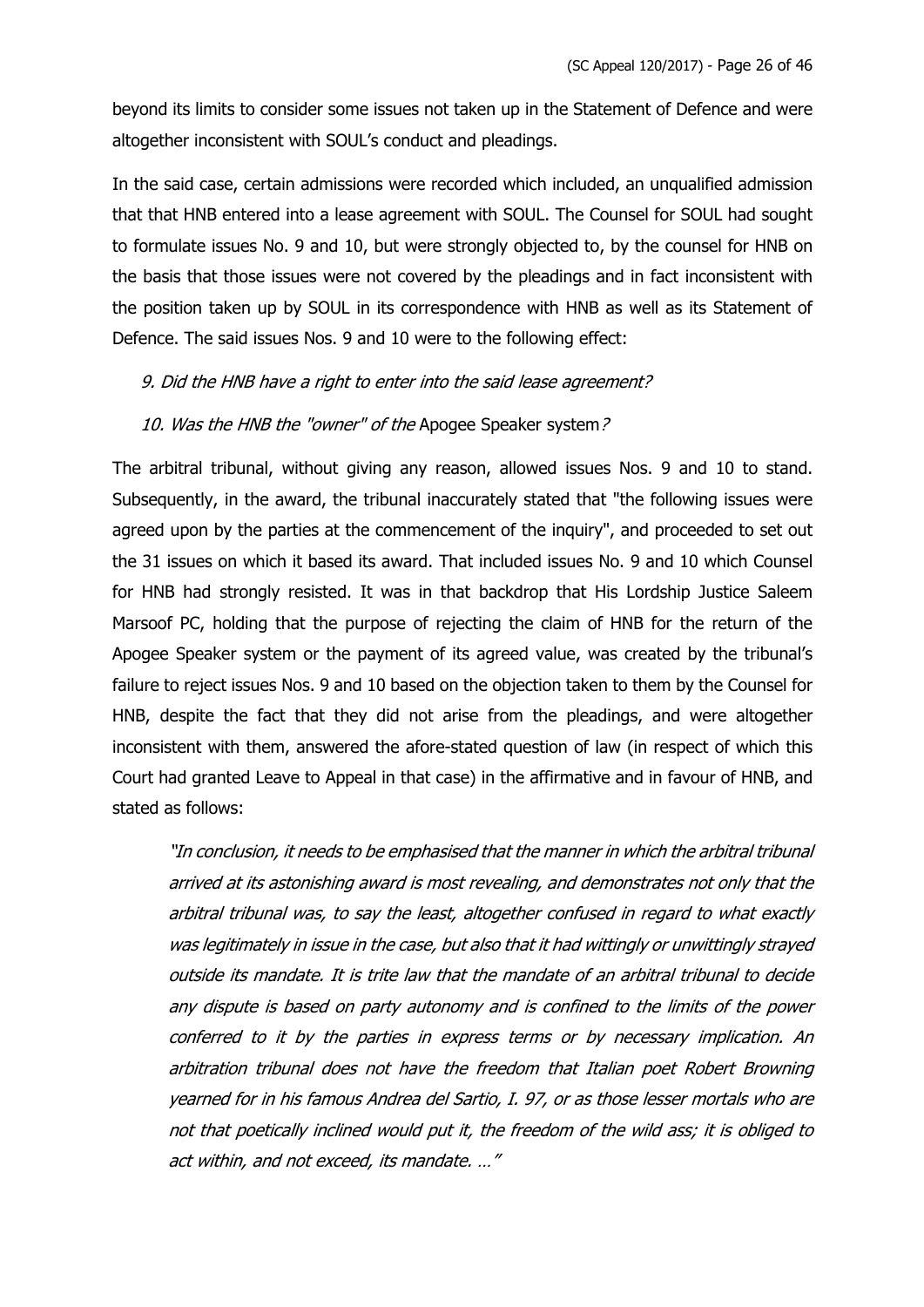beyond its limits to consider some issues not taken up in the Statement of Defence and were altogether inconsistent with SOUL's conduct and pleadings.

In the said case, certain admissions were recorded which included, an unqualified admission that that HNB entered into a lease agreement with SOUL. The Counsel for SOUL had sought to formulate issues No. 9 and 10, but were strongly objected to, by the counsel for HNB on the basis that those issues were not covered by the pleadings and in fact inconsistent with the position taken up by SOUL in its correspondence with HNB as well as its Statement of Defence. The said issues Nos. 9 and 10 were to the following effect:

*9. Did the HNB have a right to enter into the said lease agreement?*

*10. Was the HNB the "owner" of the* Apogee Speaker system*?*

The arbitral tribunal, without giving any reason, allowed issues Nos. 9 and 10 to stand. Subsequently, in the award, the tribunal inaccurately stated that "the following issues were agreed upon by the parties at the commencement of the inquiry", and proceeded to set out the 31 issues on which it based its award. That included issues No. 9 and 10 which Counsel for HNB had strongly resisted. It was in that backdrop that His Lordship Justice Saleem Marsoof PC, holding that the purpose of rejecting the claim of HNB for the return of the Apogee Speaker system or the payment of its agreed value, was created by the tribunal's failure to reject issues Nos. 9 and 10 based on the objection taken to them by the Counsel for HNB, despite the fact that they did not arise from the pleadings, and were altogether inconsistent with them, answered the afore-stated question of law (in respect of which this Court had granted Leave to Appeal in that case) in the affirmative and in favour of HNB, and stated as follows:

> *"In conclusion, it needs to be emphasised that the manner in which the arbitral tribunal arrived at its astonishing award is most revealing, and demonstrates not only that the arbitral tribunal was, to say the least, altogether confused in regard to what exactly was legitimately in issue in the case, but also that it had wittingly or unwittingly strayed outside its mandate. It is trite law that the mandate of an arbitral tribunal to decide any dispute is based on party autonomy and is confined to the limits of the power conferred to it by the parties in express terms or by necessary implication. An arbitration tribunal does not have the freedom that Italian poet Robert Browning yearned for in his famous Andrea del Sartio, I. 97, or as those lesser mortals who are not that poetically inclined would put it, the freedom of the wild ass; it is obliged to act within, and not exceed, its mandate. …"*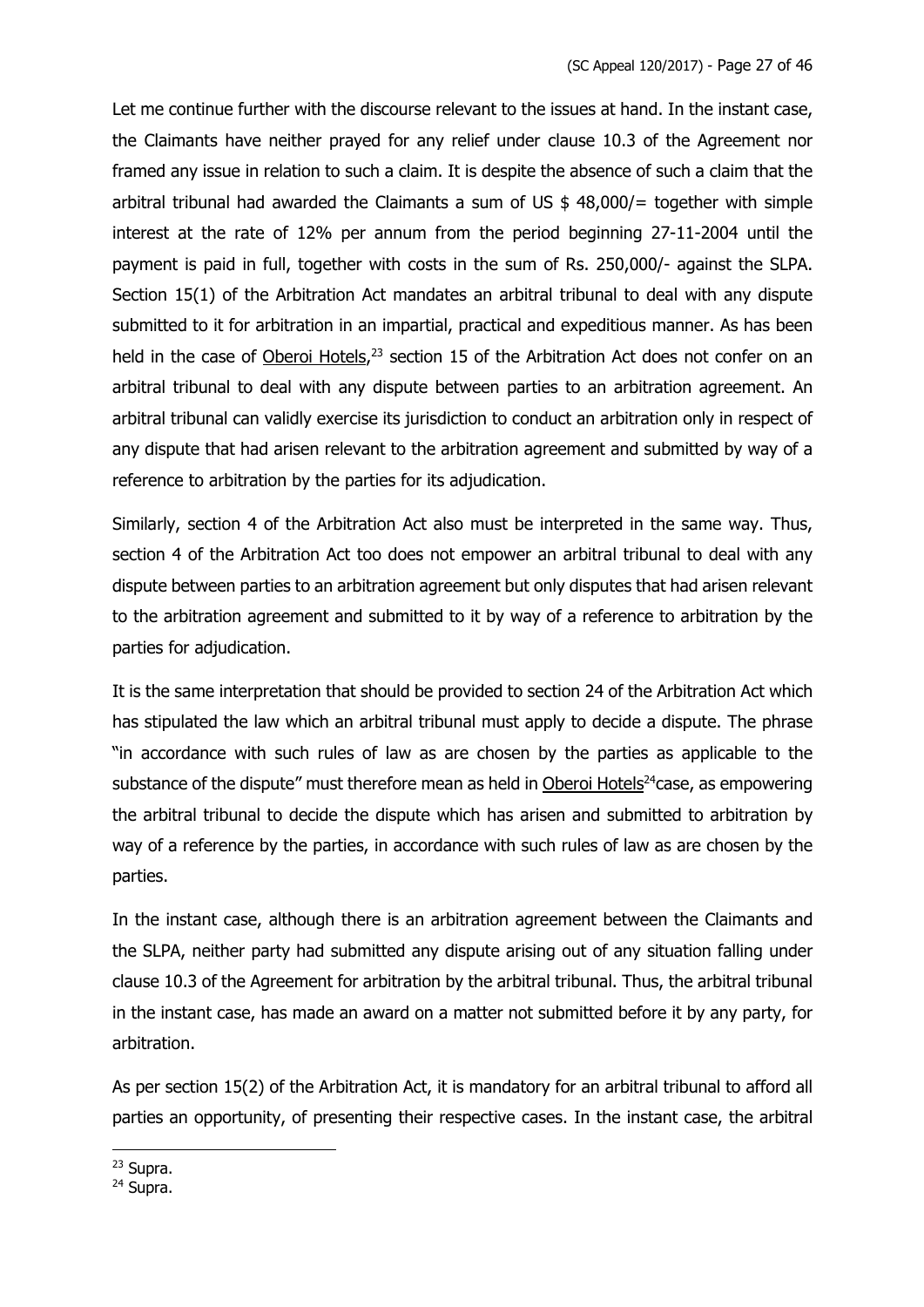Let me continue further with the discourse relevant to the issues at hand. In the instant case, the Claimants have neither prayed for any relief under clause 10.3 of the Agreement nor framed any issue in relation to such a claim. It is despite the absence of such a claim that the arbitral tribunal had awarded the Claimants a sum of US $ 48,000/= together with simple interest at the rate of 12% per annum from the period beginning 27-11-2004 until the payment is paid in full, together with costs in the sum of Rs. 250,000/- against the SLPA. Section 15(1) of the Arbitration Act mandates an arbitral tribunal to deal with any dispute submitted to it for arbitration in an impartial, practical and expeditious manner. As has been held in the case of Oberoi Hotels,[23] section 15 of the Arbitration Act does not confer on an arbitral tribunal to deal with any dispute between parties to an arbitration agreement. An arbitral tribunal can validly exercise its jurisdiction to conduct an arbitration only in respect of any dispute that had arisen relevant to the arbitration agreement and submitted by way of a reference to arbitration by the parties for its adjudication.

Similarly, section 4 of the Arbitration Act also must be interpreted in the same way. Thus, section 4 of the Arbitration Act too does not empower an arbitral tribunal to deal with any dispute between parties to an arbitration agreement but only disputes that had arisen relevant to the arbitration agreement and submitted to it by way of a reference to arbitration by the parties for adjudication.

It is the same interpretation that should be provided to section 24 of the Arbitration Act which has stipulated the law which an arbitral tribunal must apply to decide a dispute. The phrase "in accordance with such rules of law as are chosen by the parties as applicable to the substance of the dispute" must therefore mean as held in Oberoi Hotels[24] case, as empowering the arbitral tribunal to decide the dispute which has arisen and submitted to arbitration by way of a reference by the parties, in accordance with such rules of law as are chosen by the parties.

In the instant case, although there is an arbitration agreement between the Claimants and the SLPA, neither party had submitted any dispute arising out of any situation falling under clause 10.3 of the Agreement for arbitration by the arbitral tribunal. Thus, the arbitral tribunal in the instant case, has made an award on a matter not submitted before it by any party, for arbitration.

As per section 15(2) of the Arbitration Act, it is mandatory for an arbitral tribunal to afford all parties an opportunity, of presenting their respective cases. In the instant case, the arbitral

---

[23] Supra.

[24] Supra.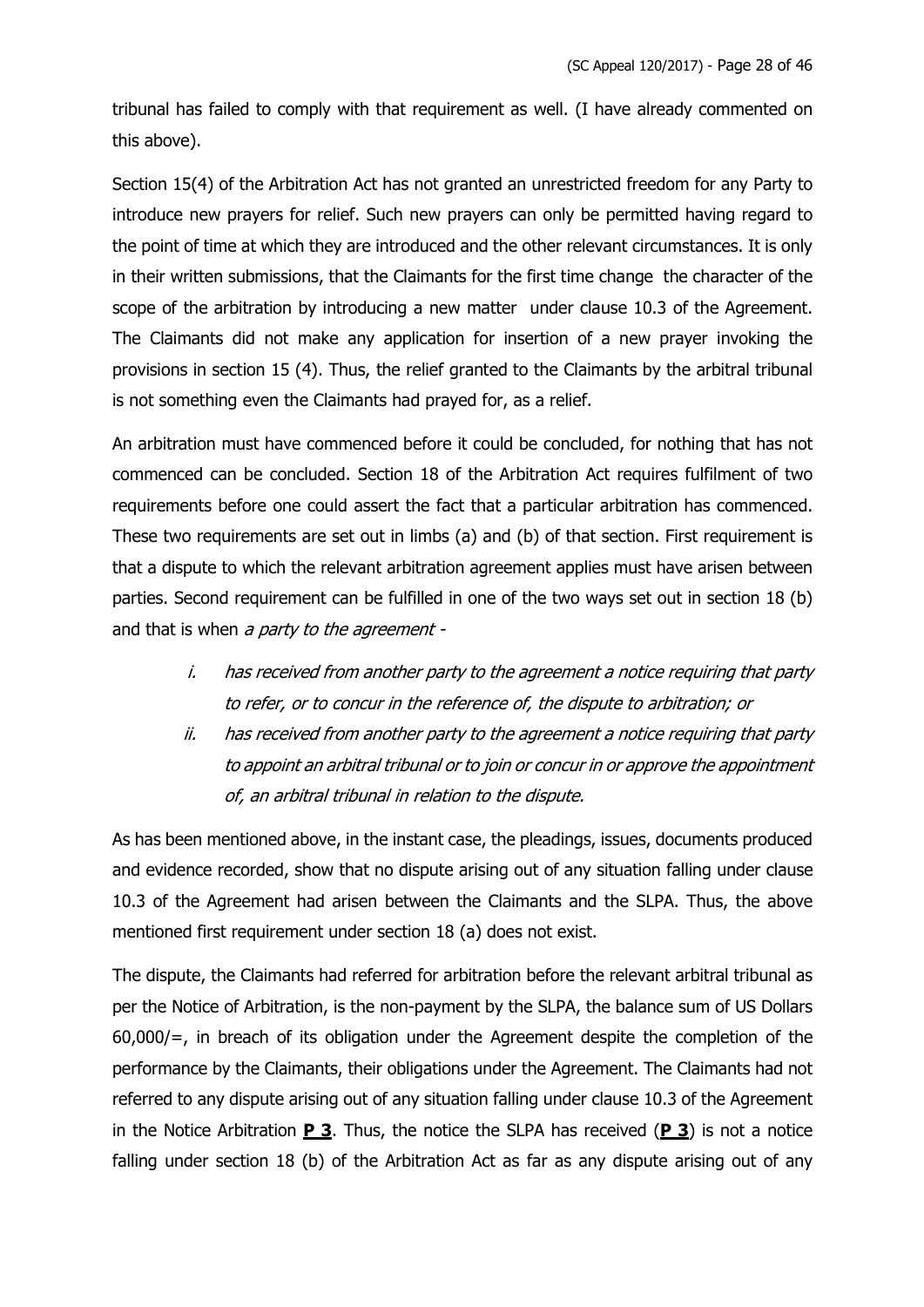tribunal has failed to comply with that requirement as well. (I have already commented on this above).

Section 15(4) of the Arbitration Act has not granted an unrestricted freedom for any Party to introduce new prayers for relief. Such new prayers can only be permitted having regard to the point of time at which they are introduced and the other relevant circumstances. It is only in their written submissions, that the Claimants for the first time change the character of the scope of the arbitration by introducing a new matter under clause 10.3 of the Agreement. The Claimants did not make any application for insertion of a new prayer invoking the provisions in section 15 (4). Thus, the relief granted to the Claimants by the arbitral tribunal is not something even the Claimants had prayed for, as a relief.

An arbitration must have commenced before it could be concluded, for nothing that has not commenced can be concluded. Section 18 of the Arbitration Act requires fulfilment of two requirements before one could assert the fact that a particular arbitration has commenced. These two requirements are set out in limbs (a) and (b) of that section. First requirement is that a dispute to which the relevant arbitration agreement applies must have arisen between parties. Second requirement can be fulfilled in one of the two ways set out in section 18 (b) and that is when *a party to the agreement -*

i. *has received from another party to the agreement a notice requiring that party to refer, or to concur in the reference of, the dispute to arbitration; or*
ii. *has received from another party to the agreement a notice requiring that party to appoint an arbitral tribunal or to join or concur in or approve the appointment of, an arbitral tribunal in relation to the dispute.*

As has been mentioned above, in the instant case, the pleadings, issues, documents produced and evidence recorded, show that no dispute arising out of any situation falling under clause 10.3 of the Agreement had arisen between the Claimants and the SLPA. Thus, the above mentioned first requirement under section 18 (a) does not exist.

The dispute, the Claimants had referred for arbitration before the relevant arbitral tribunal as per the Notice of Arbitration, is the non-payment by the SLPA, the balance sum of US Dollars 60,000/=, in breach of its obligation under the Agreement despite the completion of the performance by the Claimants, their obligations under the Agreement. The Claimants had not referred to any dispute arising out of any situation falling under clause 10.3 of the Agreement in the Notice Arbitration **P 3**. Thus, the notice the SLPA has received (**P 3**) is not a notice falling under section 18 (b) of the Arbitration Act as far as any dispute arising out of any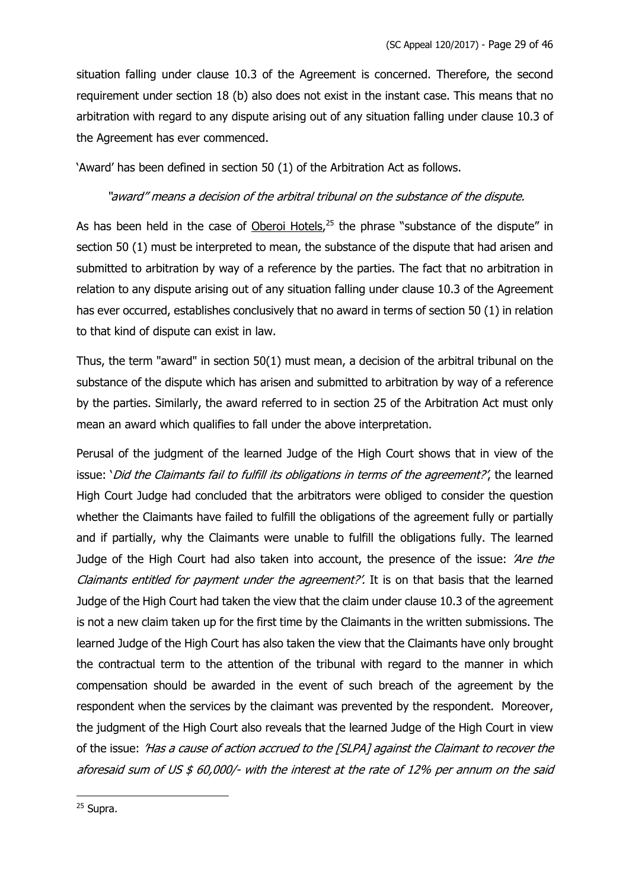situation falling under clause 10.3 of the Agreement is concerned. Therefore, the second requirement under section 18 (b) also does not exist in the instant case. This means that no arbitration with regard to any dispute arising out of any situation falling under clause 10.3 of the Agreement has ever commenced.

'Award' has been defined in section 50 (1) of the Arbitration Act as follows.

> *"award" means a decision of the arbitral tribunal on the substance of the dispute.*

As has been held in the case of Oberoi Hotels,[25] the phrase "substance of the dispute" in section 50 (1) must be interpreted to mean, the substance of the dispute that had arisen and submitted to arbitration by way of a reference by the parties. The fact that no arbitration in relation to any dispute arising out of any situation falling under clause 10.3 of the Agreement has ever occurred, establishes conclusively that no award in terms of section 50 (1) in relation to that kind of dispute can exist in law.

Thus, the term "award" in section 50(1) must mean, a decision of the arbitral tribunal on the substance of the dispute which has arisen and submitted to arbitration by way of a reference by the parties. Similarly, the award referred to in section 25 of the Arbitration Act must only mean an award which qualifies to fall under the above interpretation.

Perusal of the judgment of the learned Judge of the High Court shows that in view of the issue: '*Did the Claimants fail to fulfill its obligations in terms of the agreement?*', the learned High Court Judge had concluded that the arbitrators were obliged to consider the question whether the Claimants have failed to fulfill the obligations of the agreement fully or partially and if partially, why the Claimants were unable to fulfill the obligations fully. The learned Judge of the High Court had also taken into account, the presence of the issue: *'Are the Claimants entitled for payment under the agreement?'.* It is on that basis that the learned Judge of the High Court had taken the view that the claim under clause 10.3 of the agreement is not a new claim taken up for the first time by the Claimants in the written submissions. The learned Judge of the High Court has also taken the view that the Claimants have only brought the contractual term to the attention of the tribunal with regard to the manner in which compensation should be awarded in the event of such breach of the agreement by the respondent when the services by the claimant was prevented by the respondent. Moreover, the judgment of the High Court also reveals that the learned Judge of the High Court in view of the issue: *'Has a cause of action accrued to the [SLPA] against the Claimant to recover the aforesaid sum of US $ 60,000/- with the interest at the rate of 12% per annum on the said*

---

[25] Supra.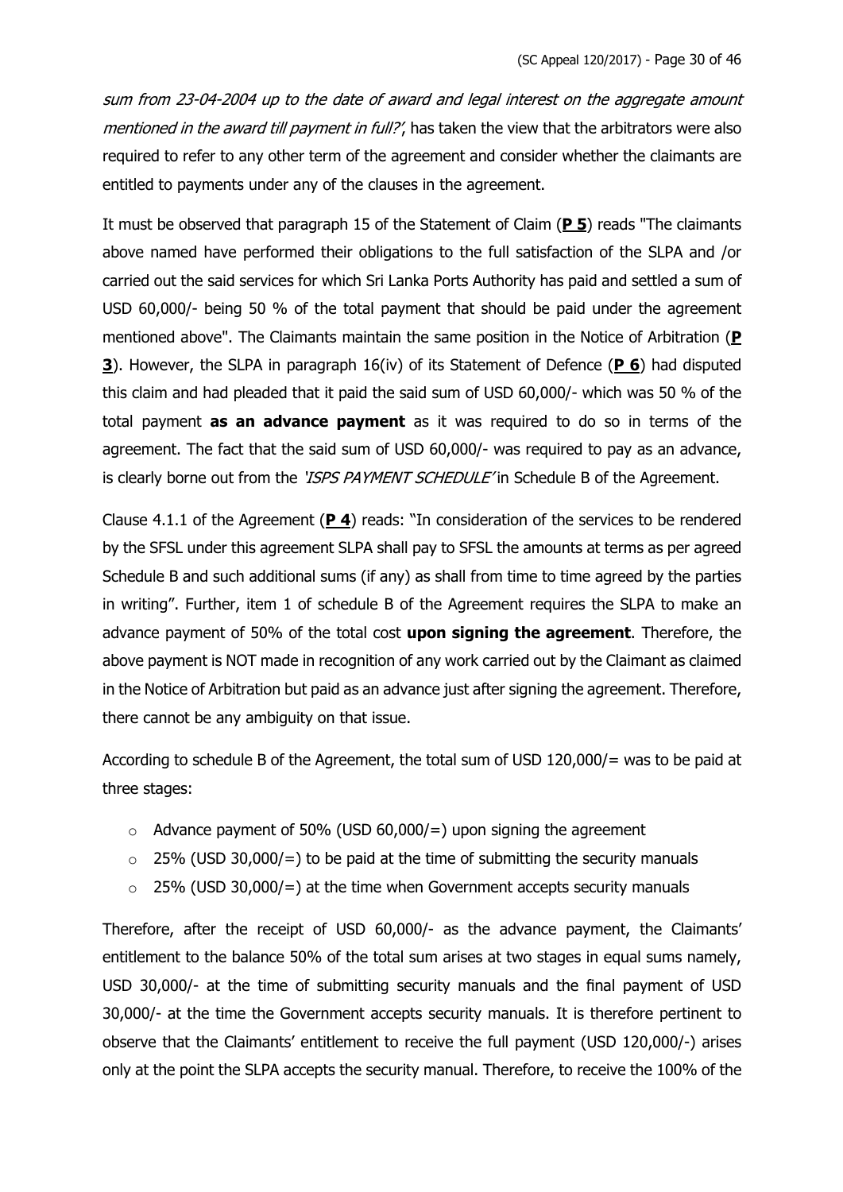*sum from 23-04-2004 up to the date of award and legal interest on the aggregate amount mentioned in the award till payment in full?'*, has taken the view that the arbitrators were also required to refer to any other term of the agreement and consider whether the claimants are entitled to payments under any of the clauses in the agreement.

It must be observed that paragraph 15 of the Statement of Claim (**P 5**) reads "The claimants above named have performed their obligations to the full satisfaction of the SLPA and /or carried out the said services for which Sri Lanka Ports Authority has paid and settled a sum of USD 60,000/- being 50 % of the total payment that should be paid under the agreement mentioned above". The Claimants maintain the same position in the Notice of Arbitration (**P 3**). However, the SLPA in paragraph 16(iv) of its Statement of Defence (**P 6**) had disputed this claim and had pleaded that it paid the said sum of USD 60,000/- which was 50 % of the total payment **as an advance payment** as it was required to do so in terms of the agreement. The fact that the said sum of USD 60,000/- was required to pay as an advance, is clearly borne out from the *'ISPS PAYMENT SCHEDULE'* in Schedule B of the Agreement.

Clause 4.1.1 of the Agreement (**P 4**) reads: "In consideration of the services to be rendered by the SFSL under this agreement SLPA shall pay to SFSL the amounts at terms as per agreed Schedule B and such additional sums (if any) as shall from time to time agreed by the parties in writing". Further, item 1 of schedule B of the Agreement requires the SLPA to make an advance payment of 50% of the total cost **upon signing the agreement**. Therefore, the above payment is NOT made in recognition of any work carried out by the Claimant as claimed in the Notice of Arbitration but paid as an advance just after signing the agreement. Therefore, there cannot be any ambiguity on that issue.

According to schedule B of the Agreement, the total sum of USD 120,000/= was to be paid at three stages:

- Advance payment of 50% (USD 60,000/=) upon signing the agreement
- 25% (USD 30,000/=) to be paid at the time of submitting the security manuals
- 25% (USD 30,000/=) at the time when Government accepts security manuals

Therefore, after the receipt of USD 60,000/- as the advance payment, the Claimants' entitlement to the balance 50% of the total sum arises at two stages in equal sums namely, USD 30,000/- at the time of submitting security manuals and the final payment of USD 30,000/- at the time the Government accepts security manuals. It is therefore pertinent to observe that the Claimants' entitlement to receive the full payment (USD 120,000/-) arises only at the point the SLPA accepts the security manual. Therefore, to receive the 100% of the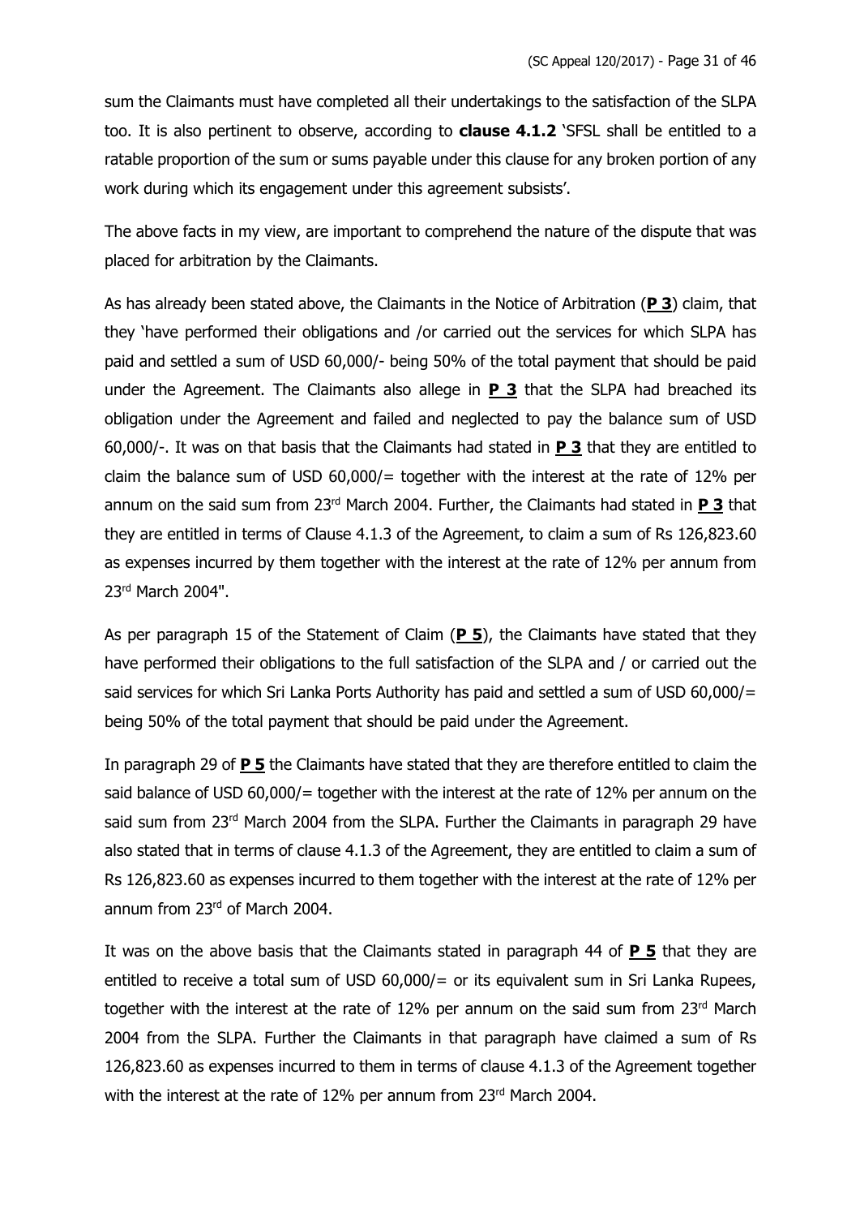sum the Claimants must have completed all their undertakings to the satisfaction of the SLPA too. It is also pertinent to observe, according to **clause 4.1.2** 'SFSL shall be entitled to a ratable proportion of the sum or sums payable under this clause for any broken portion of any work during which its engagement under this agreement subsists'.

The above facts in my view, are important to comprehend the nature of the dispute that was placed for arbitration by the Claimants.

As has already been stated above, the Claimants in the Notice of Arbitration (**P 3**) claim, that they 'have performed their obligations and /or carried out the services for which SLPA has paid and settled a sum of USD 60,000/- being 50% of the total payment that should be paid under the Agreement. The Claimants also allege in **P 3** that the SLPA had breached its obligation under the Agreement and failed and neglected to pay the balance sum of USD 60,000/-. It was on that basis that the Claimants had stated in **P 3** that they are entitled to claim the balance sum of USD 60,000/= together with the interest at the rate of 12% per annum on the said sum from 23rd March 2004. Further, the Claimants had stated in **P 3** that they are entitled in terms of Clause 4.1.3 of the Agreement, to claim a sum of Rs 126,823.60 as expenses incurred by them together with the interest at the rate of 12% per annum from 23rd March 2004".

As per paragraph 15 of the Statement of Claim (**P 5**), the Claimants have stated that they have performed their obligations to the full satisfaction of the SLPA and / or carried out the said services for which Sri Lanka Ports Authority has paid and settled a sum of USD 60,000/= being 50% of the total payment that should be paid under the Agreement.

In paragraph 29 of **P 5** the Claimants have stated that they are therefore entitled to claim the said balance of USD 60,000/= together with the interest at the rate of 12% per annum on the said sum from 23rd March 2004 from the SLPA. Further the Claimants in paragraph 29 have also stated that in terms of clause 4.1.3 of the Agreement, they are entitled to claim a sum of Rs 126,823.60 as expenses incurred to them together with the interest at the rate of 12% per annum from 23rd of March 2004.

It was on the above basis that the Claimants stated in paragraph 44 of **P 5** that they are entitled to receive a total sum of USD 60,000/= or its equivalent sum in Sri Lanka Rupees, together with the interest at the rate of 12% per annum on the said sum from 23rd March 2004 from the SLPA. Further the Claimants in that paragraph have claimed a sum of Rs 126,823.60 as expenses incurred to them in terms of clause 4.1.3 of the Agreement together with the interest at the rate of 12% per annum from 23rd March 2004.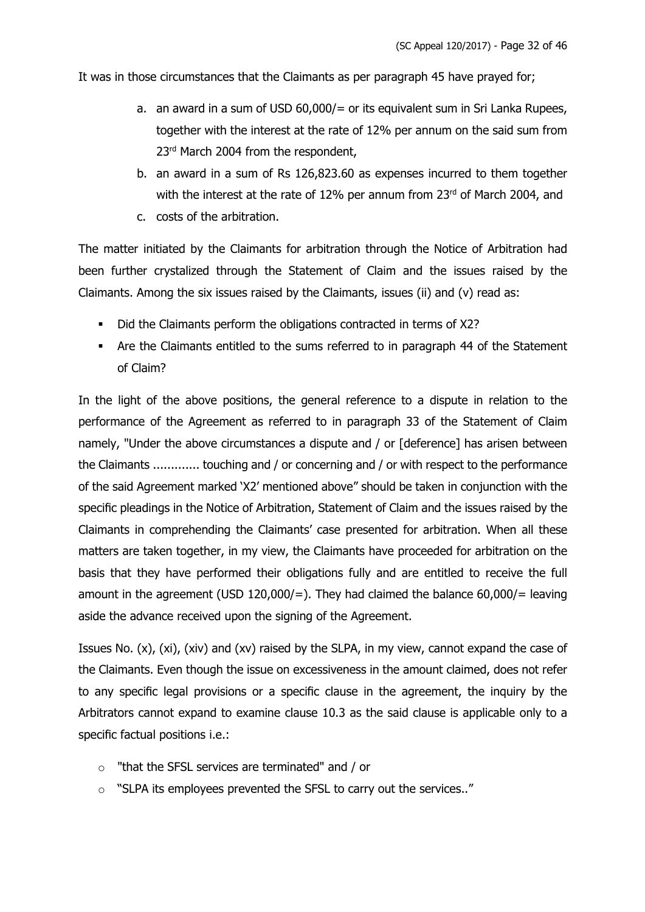It was in those circumstances that the Claimants as per paragraph 45 have prayed for;

a. an award in a sum of USD 60,000/= or its equivalent sum in Sri Lanka Rupees, together with the interest at the rate of 12% per annum on the said sum from 23rd March 2004 from the respondent,
b. an award in a sum of Rs 126,823.60 as expenses incurred to them together with the interest at the rate of 12% per annum from 23rd of March 2004, and
c. costs of the arbitration.

The matter initiated by the Claimants for arbitration through the Notice of Arbitration had been further crystalized through the Statement of Claim and the issues raised by the Claimants. Among the six issues raised by the Claimants, issues (ii) and (v) read as:

- Did the Claimants perform the obligations contracted in terms of X2?
- Are the Claimants entitled to the sums referred to in paragraph 44 of the Statement of Claim?

In the light of the above positions, the general reference to a dispute in relation to the performance of the Agreement as referred to in paragraph 33 of the Statement of Claim namely, "Under the above circumstances a dispute and / or [deference] has arisen between the Claimants ............. touching and / or concerning and / or with respect to the performance of the said Agreement marked 'X2' mentioned above" should be taken in conjunction with the specific pleadings in the Notice of Arbitration, Statement of Claim and the issues raised by the Claimants in comprehending the Claimants' case presented for arbitration. When all these matters are taken together, in my view, the Claimants have proceeded for arbitration on the basis that they have performed their obligations fully and are entitled to receive the full amount in the agreement (USD 120,000/=). They had claimed the balance 60,000/= leaving aside the advance received upon the signing of the Agreement.

Issues No. (x), (xi), (xiv) and (xv) raised by the SLPA, in my view, cannot expand the case of the Claimants. Even though the issue on excessiveness in the amount claimed, does not refer to any specific legal provisions or a specific clause in the agreement, the inquiry by the Arbitrators cannot expand to examine clause 10.3 as the said clause is applicable only to a specific factual positions i.e.:

- "that the SFSL services are terminated" and / or
- "SLPA its employees prevented the SFSL to carry out the services.."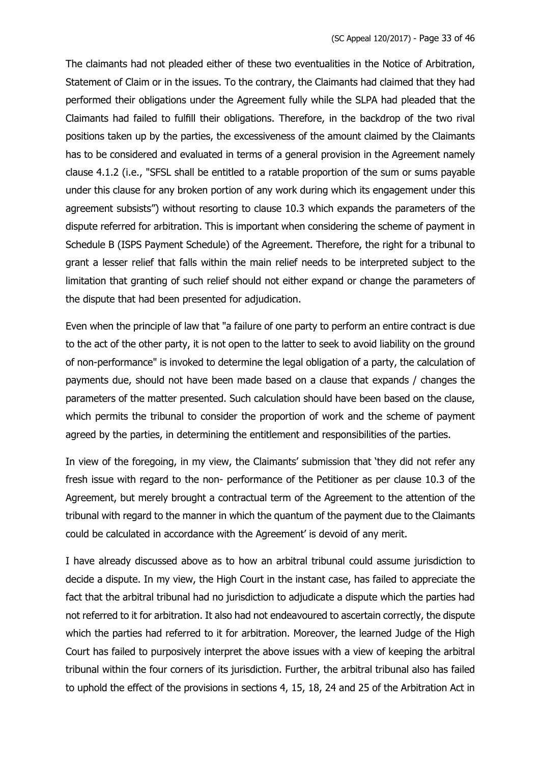The claimants had not pleaded either of these two eventualities in the Notice of Arbitration, Statement of Claim or in the issues. To the contrary, the Claimants had claimed that they had performed their obligations under the Agreement fully while the SLPA had pleaded that the Claimants had failed to fulfill their obligations. Therefore, in the backdrop of the two rival positions taken up by the parties, the excessiveness of the amount claimed by the Claimants has to be considered and evaluated in terms of a general provision in the Agreement namely clause 4.1.2 (i.e., "SFSL shall be entitled to a ratable proportion of the sum or sums payable under this clause for any broken portion of any work during which its engagement under this agreement subsists") without resorting to clause 10.3 which expands the parameters of the dispute referred for arbitration. This is important when considering the scheme of payment in Schedule B (ISPS Payment Schedule) of the Agreement. Therefore, the right for a tribunal to grant a lesser relief that falls within the main relief needs to be interpreted subject to the limitation that granting of such relief should not either expand or change the parameters of the dispute that had been presented for adjudication.

Even when the principle of law that "a failure of one party to perform an entire contract is due to the act of the other party, it is not open to the latter to seek to avoid liability on the ground of non-performance" is invoked to determine the legal obligation of a party, the calculation of payments due, should not have been made based on a clause that expands / changes the parameters of the matter presented. Such calculation should have been based on the clause, which permits the tribunal to consider the proportion of work and the scheme of payment agreed by the parties, in determining the entitlement and responsibilities of the parties.

In view of the foregoing, in my view, the Claimants' submission that 'they did not refer any fresh issue with regard to the non- performance of the Petitioner as per clause 10.3 of the Agreement, but merely brought a contractual term of the Agreement to the attention of the tribunal with regard to the manner in which the quantum of the payment due to the Claimants could be calculated in accordance with the Agreement' is devoid of any merit.

I have already discussed above as to how an arbitral tribunal could assume jurisdiction to decide a dispute. In my view, the High Court in the instant case, has failed to appreciate the fact that the arbitral tribunal had no jurisdiction to adjudicate a dispute which the parties had not referred to it for arbitration. It also had not endeavoured to ascertain correctly, the dispute which the parties had referred to it for arbitration. Moreover, the learned Judge of the High Court has failed to purposively interpret the above issues with a view of keeping the arbitral tribunal within the four corners of its jurisdiction. Further, the arbitral tribunal also has failed to uphold the effect of the provisions in sections 4, 15, 18, 24 and 25 of the Arbitration Act in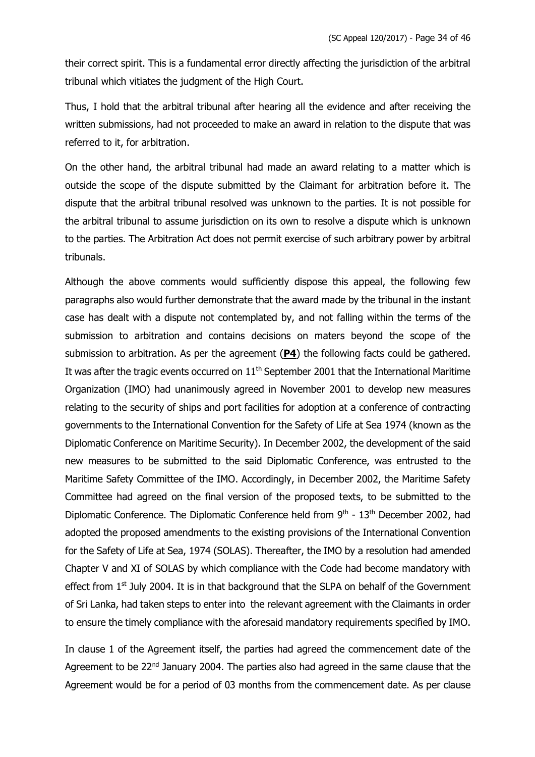their correct spirit. This is a fundamental error directly affecting the jurisdiction of the arbitral tribunal which vitiates the judgment of the High Court.

Thus, I hold that the arbitral tribunal after hearing all the evidence and after receiving the written submissions, had not proceeded to make an award in relation to the dispute that was referred to it, for arbitration.

On the other hand, the arbitral tribunal had made an award relating to a matter which is outside the scope of the dispute submitted by the Claimant for arbitration before it. The dispute that the arbitral tribunal resolved was unknown to the parties. It is not possible for the arbitral tribunal to assume jurisdiction on its own to resolve a dispute which is unknown to the parties. The Arbitration Act does not permit exercise of such arbitrary power by arbitral tribunals.

Although the above comments would sufficiently dispose this appeal, the following few paragraphs also would further demonstrate that the award made by the tribunal in the instant case has dealt with a dispute not contemplated by, and not falling within the terms of the submission to arbitration and contains decisions on maters beyond the scope of the submission to arbitration. As per the agreement (**P4**) the following facts could be gathered. It was after the tragic events occurred on 11th September 2001 that the International Maritime Organization (IMO) had unanimously agreed in November 2001 to develop new measures relating to the security of ships and port facilities for adoption at a conference of contracting governments to the International Convention for the Safety of Life at Sea 1974 (known as the Diplomatic Conference on Maritime Security). In December 2002, the development of the said new measures to be submitted to the said Diplomatic Conference, was entrusted to the Maritime Safety Committee of the IMO. Accordingly, in December 2002, the Maritime Safety Committee had agreed on the final version of the proposed texts, to be submitted to the Diplomatic Conference. The Diplomatic Conference held from 9th - 13th December 2002, had adopted the proposed amendments to the existing provisions of the International Convention for the Safety of Life at Sea, 1974 (SOLAS). Thereafter, the IMO by a resolution had amended Chapter V and XI of SOLAS by which compliance with the Code had become mandatory with effect from 1st July 2004. It is in that background that the SLPA on behalf of the Government of Sri Lanka, had taken steps to enter into the relevant agreement with the Claimants in order to ensure the timely compliance with the aforesaid mandatory requirements specified by IMO.

In clause 1 of the Agreement itself, the parties had agreed the commencement date of the Agreement to be 22nd January 2004. The parties also had agreed in the same clause that the Agreement would be for a period of 03 months from the commencement date. As per clause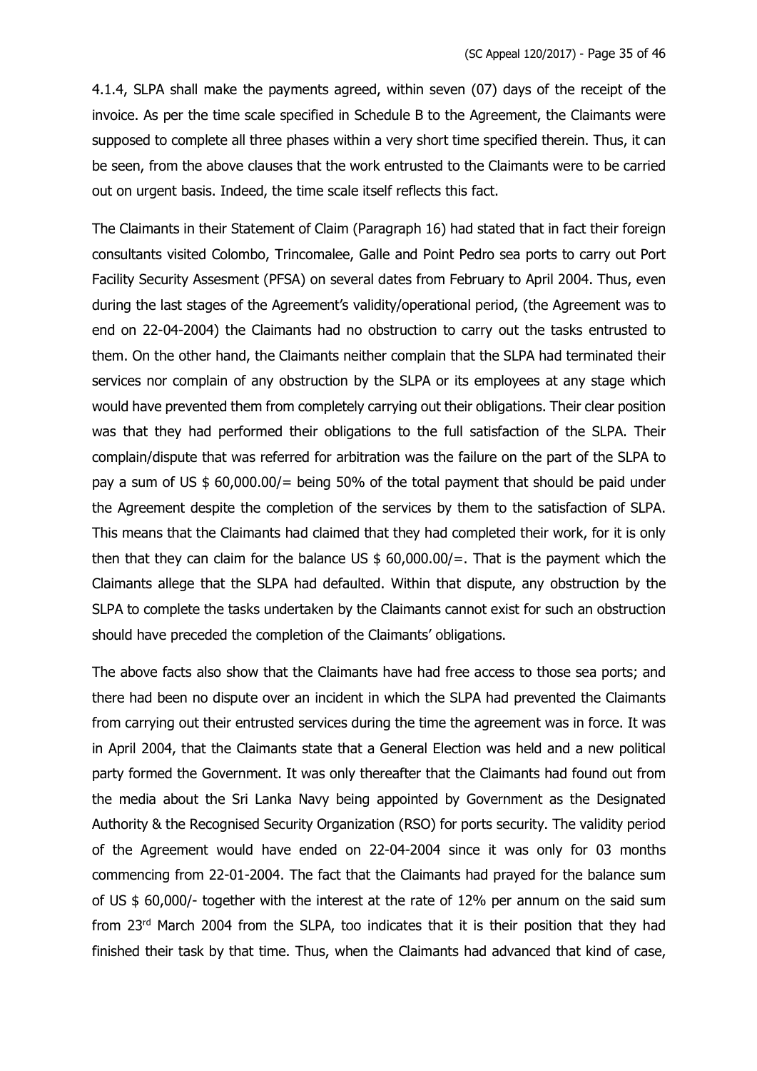4.1.4, SLPA shall make the payments agreed, within seven (07) days of the receipt of the invoice. As per the time scale specified in Schedule B to the Agreement, the Claimants were supposed to complete all three phases within a very short time specified therein. Thus, it can be seen, from the above clauses that the work entrusted to the Claimants were to be carried out on urgent basis. Indeed, the time scale itself reflects this fact.

The Claimants in their Statement of Claim (Paragraph 16) had stated that in fact their foreign consultants visited Colombo, Trincomalee, Galle and Point Pedro sea ports to carry out Port Facility Security Assesment (PFSA) on several dates from February to April 2004. Thus, even during the last stages of the Agreement's validity/operational period, (the Agreement was to end on 22-04-2004) the Claimants had no obstruction to carry out the tasks entrusted to them. On the other hand, the Claimants neither complain that the SLPA had terminated their services nor complain of any obstruction by the SLPA or its employees at any stage which would have prevented them from completely carrying out their obligations. Their clear position was that they had performed their obligations to the full satisfaction of the SLPA. Their complain/dispute that was referred for arbitration was the failure on the part of the SLPA to pay a sum of US \$ 60,000.00/= being 50% of the total payment that should be paid under the Agreement despite the completion of the services by them to the satisfaction of SLPA. This means that the Claimants had claimed that they had completed their work, for it is only then that they can claim for the balance US \$ 60,000.00/=. That is the payment which the Claimants allege that the SLPA had defaulted. Within that dispute, any obstruction by the SLPA to complete the tasks undertaken by the Claimants cannot exist for such an obstruction should have preceded the completion of the Claimants' obligations.

The above facts also show that the Claimants have had free access to those sea ports; and there had been no dispute over an incident in which the SLPA had prevented the Claimants from carrying out their entrusted services during the time the agreement was in force. It was in April 2004, that the Claimants state that a General Election was held and a new political party formed the Government. It was only thereafter that the Claimants had found out from the media about the Sri Lanka Navy being appointed by Government as the Designated Authority & the Recognised Security Organization (RSO) for ports security. The validity period of the Agreement would have ended on 22-04-2004 since it was only for 03 months commencing from 22-01-2004. The fact that the Claimants had prayed for the balance sum of US \$ 60,000/- together with the interest at the rate of 12% per annum on the said sum from 23rd March 2004 from the SLPA, too indicates that it is their position that they had finished their task by that time. Thus, when the Claimants had advanced that kind of case,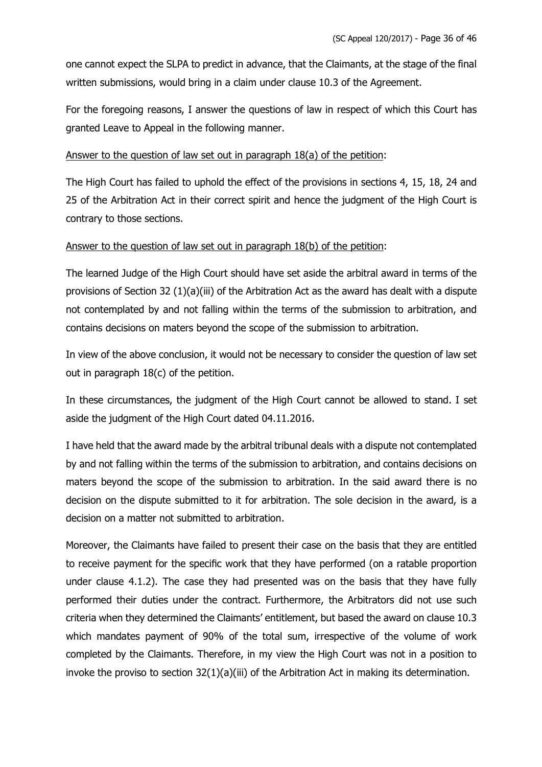one cannot expect the SLPA to predict in advance, that the Claimants, at the stage of the final written submissions, would bring in a claim under clause 10.3 of the Agreement.

For the foregoing reasons, I answer the questions of law in respect of which this Court has granted Leave to Appeal in the following manner.

<u>Answer to the question of law set out in paragraph 18(a) of the petition</u>:

The High Court has failed to uphold the effect of the provisions in sections 4, 15, 18, 24 and 25 of the Arbitration Act in their correct spirit and hence the judgment of the High Court is contrary to those sections.

<u>Answer to the question of law set out in paragraph 18(b) of the petition</u>:

The learned Judge of the High Court should have set aside the arbitral award in terms of the provisions of Section 32 (1)(a)(iii) of the Arbitration Act as the award has dealt with a dispute not contemplated by and not falling within the terms of the submission to arbitration, and contains decisions on maters beyond the scope of the submission to arbitration.

In view of the above conclusion, it would not be necessary to consider the question of law set out in paragraph 18(c) of the petition.

In these circumstances, the judgment of the High Court cannot be allowed to stand. I set aside the judgment of the High Court dated 04.11.2016.

I have held that the award made by the arbitral tribunal deals with a dispute not contemplated by and not falling within the terms of the submission to arbitration, and contains decisions on maters beyond the scope of the submission to arbitration. In the said award there is no decision on the dispute submitted to it for arbitration. The sole decision in the award, is a decision on a matter not submitted to arbitration.

Moreover, the Claimants have failed to present their case on the basis that they are entitled to receive payment for the specific work that they have performed (on a ratable proportion under clause 4.1.2). The case they had presented was on the basis that they have fully performed their duties under the contract. Furthermore, the Arbitrators did not use such criteria when they determined the Claimants' entitlement, but based the award on clause 10.3 which mandates payment of 90% of the total sum, irrespective of the volume of work completed by the Claimants. Therefore, in my view the High Court was not in a position to invoke the proviso to section 32(1)(a)(iii) of the Arbitration Act in making its determination.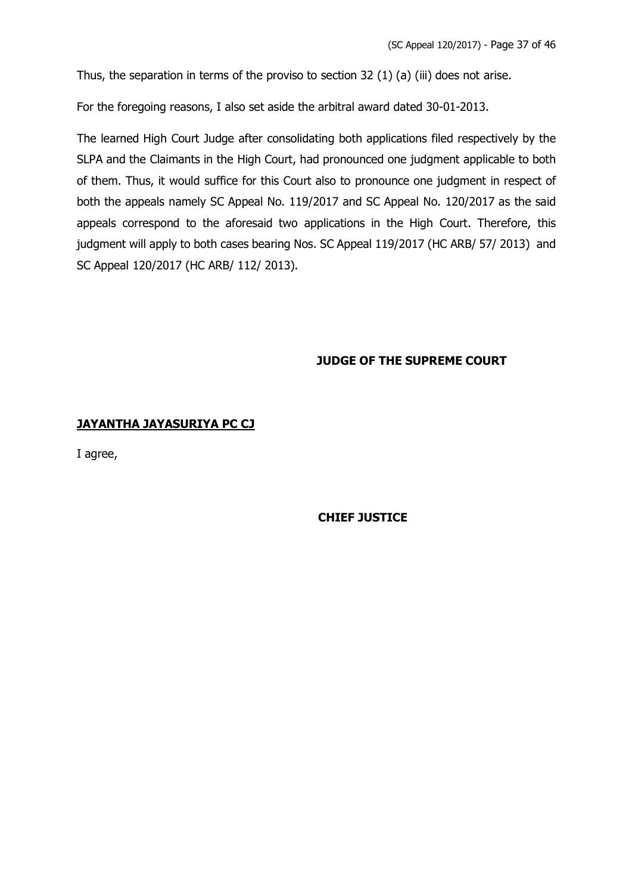Thus, the separation in terms of the proviso to section 32 (1) (a) (iii) does not arise.

For the foregoing reasons, I also set aside the arbitral award dated 30-01-2013.

The learned High Court Judge after consolidating both applications filed respectively by the SLPA and the Claimants in the High Court, had pronounced one judgment applicable to both of them. Thus, it would suffice for this Court also to pronounce one judgment in respect of both the appeals namely SC Appeal No. 119/2017 and SC Appeal No. 120/2017 as the said appeals correspond to the aforesaid two applications in the High Court. Therefore, this judgment will apply to both cases bearing Nos. SC Appeal 119/2017 (HC ARB/ 57/ 2013) and SC Appeal 120/2017 (HC ARB/ 112/ 2013).

**JUDGE OF THE SUPREME COURT**

**JAYANTHA JAYASURIYA PC CJ**

I agree,

**CHIEF JUSTICE**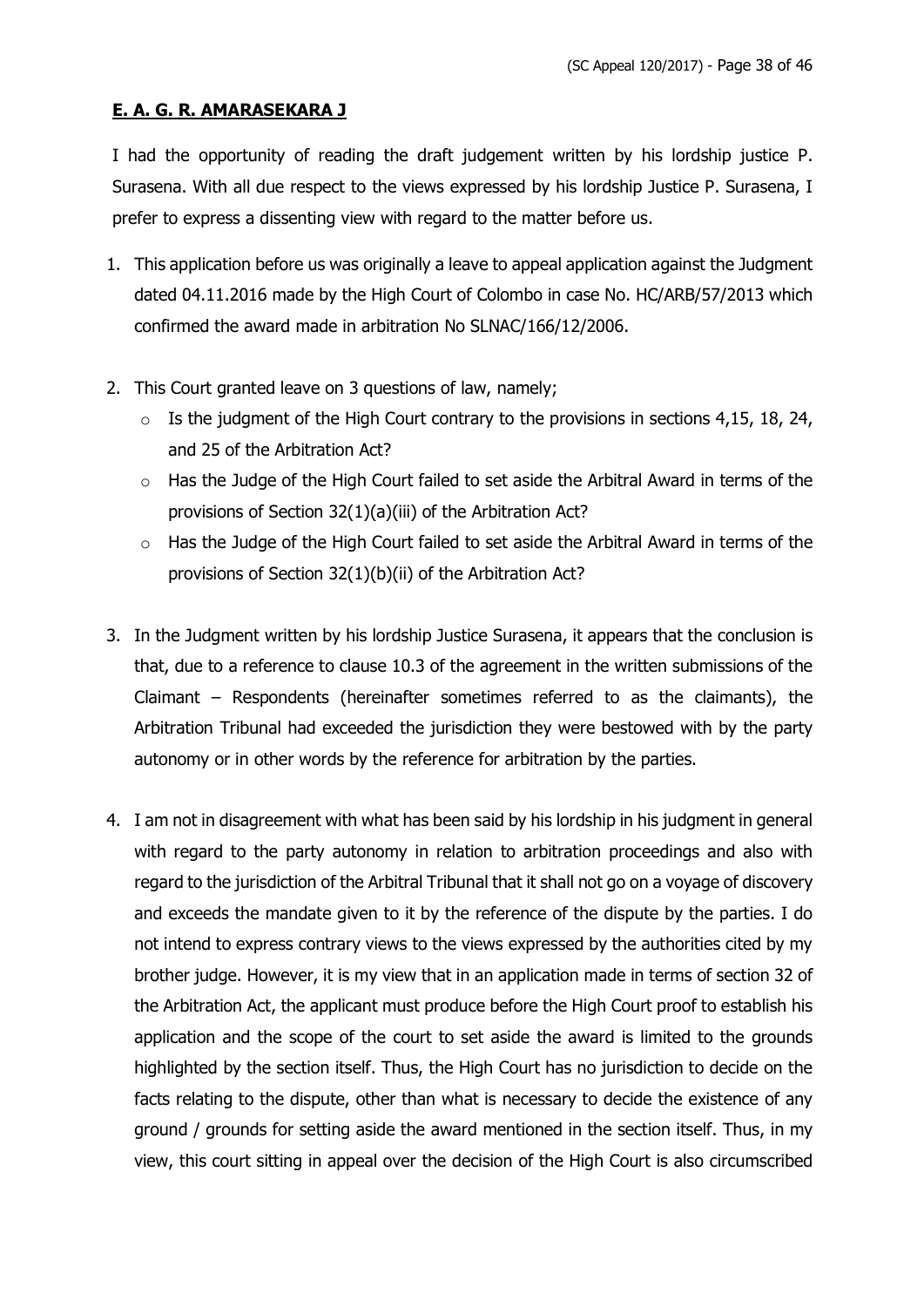## **E. A. G. R. AMARASEKARA J**

I had the opportunity of reading the draft judgement written by his lordship justice P. Surasena. With all due respect to the views expressed by his lordship Justice P. Surasena, I prefer to express a dissenting view with regard to the matter before us.

1. This application before us was originally a leave to appeal application against the Judgment dated 04.11.2016 made by the High Court of Colombo in case No. HC/ARB/57/2013 which confirmed the award made in arbitration No SLNAC/166/12/2006.

2. This Court granted leave on 3 questions of law, namely;
   - Is the judgment of the High Court contrary to the provisions in sections 4,15, 18, 24, and 25 of the Arbitration Act?
   - Has the Judge of the High Court failed to set aside the Arbitral Award in terms of the provisions of Section 32(1)(a)(iii) of the Arbitration Act?
   - Has the Judge of the High Court failed to set aside the Arbitral Award in terms of the provisions of Section 32(1)(b)(ii) of the Arbitration Act?

3. In the Judgment written by his lordship Justice Surasena, it appears that the conclusion is that, due to a reference to clause 10.3 of the agreement in the written submissions of the Claimant – Respondents (hereinafter sometimes referred to as the claimants), the Arbitration Tribunal had exceeded the jurisdiction they were bestowed with by the party autonomy or in other words by the reference for arbitration by the parties.

4. I am not in disagreement with what has been said by his lordship in his judgment in general with regard to the party autonomy in relation to arbitration proceedings and also with regard to the jurisdiction of the Arbitral Tribunal that it shall not go on a voyage of discovery and exceeds the mandate given to it by the reference of the dispute by the parties. I do not intend to express contrary views to the views expressed by the authorities cited by my brother judge. However, it is my view that in an application made in terms of section 32 of the Arbitration Act, the applicant must produce before the High Court proof to establish his application and the scope of the court to set aside the award is limited to the grounds highlighted by the section itself. Thus, the High Court has no jurisdiction to decide on the facts relating to the dispute, other than what is necessary to decide the existence of any ground / grounds for setting aside the award mentioned in the section itself. Thus, in my view, this court sitting in appeal over the decision of the High Court is also circumscribed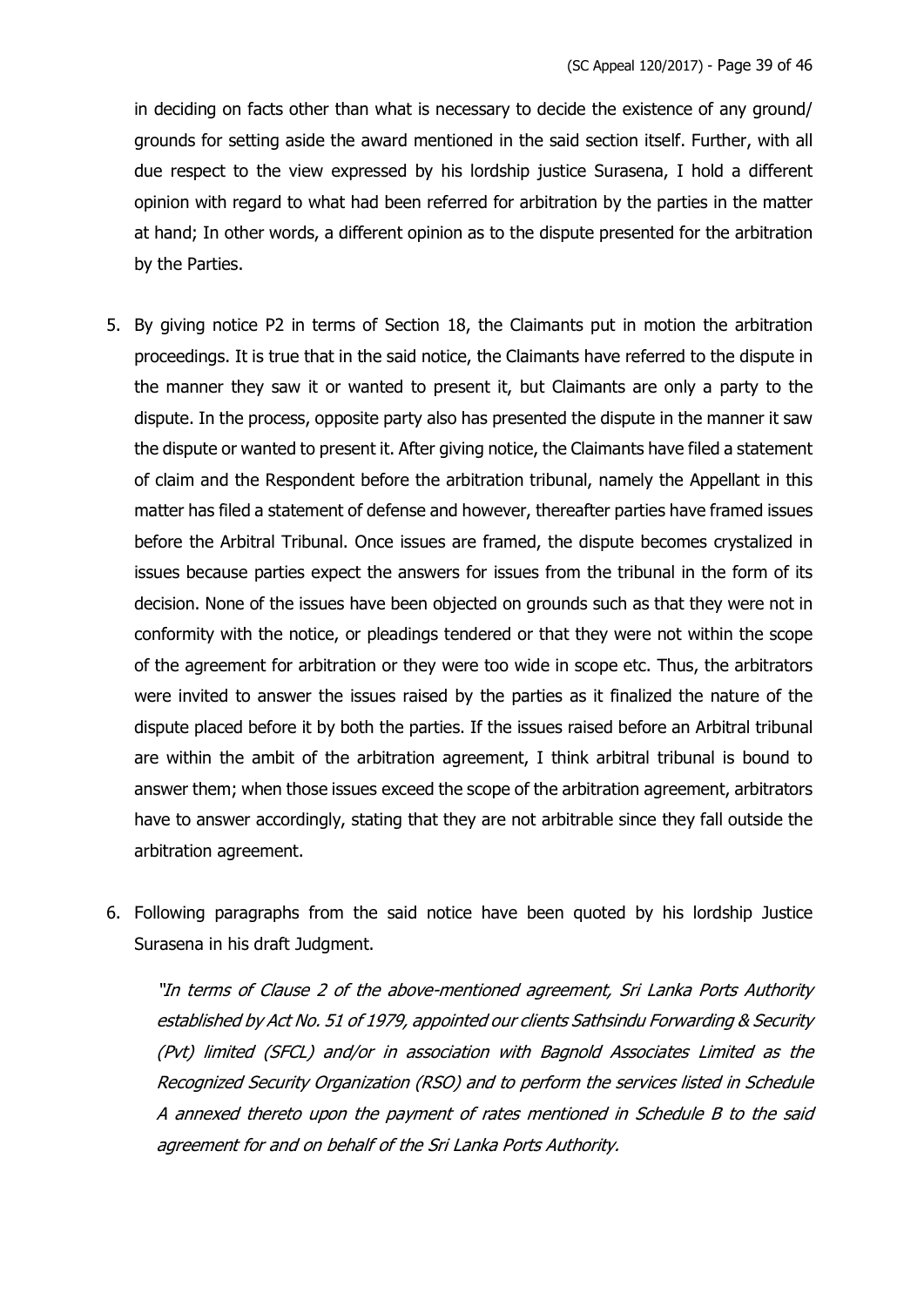in deciding on facts other than what is necessary to decide the existence of any ground/ grounds for setting aside the award mentioned in the said section itself. Further, with all due respect to the view expressed by his lordship justice Surasena, I hold a different opinion with regard to what had been referred for arbitration by the parties in the matter at hand; In other words, a different opinion as to the dispute presented for the arbitration by the Parties.

5. By giving notice P2 in terms of Section 18, the Claimants put in motion the arbitration proceedings. It is true that in the said notice, the Claimants have referred to the dispute in the manner they saw it or wanted to present it, but Claimants are only a party to the dispute. In the process, opposite party also has presented the dispute in the manner it saw the dispute or wanted to present it. After giving notice, the Claimants have filed a statement of claim and the Respondent before the arbitration tribunal, namely the Appellant in this matter has filed a statement of defense and however, thereafter parties have framed issues before the Arbitral Tribunal. Once issues are framed, the dispute becomes crystalized in issues because parties expect the answers for issues from the tribunal in the form of its decision. None of the issues have been objected on grounds such as that they were not in conformity with the notice, or pleadings tendered or that they were not within the scope of the agreement for arbitration or they were too wide in scope etc. Thus, the arbitrators were invited to answer the issues raised by the parties as it finalized the nature of the dispute placed before it by both the parties. If the issues raised before an Arbitral tribunal are within the ambit of the arbitration agreement, I think arbitral tribunal is bound to answer them; when those issues exceed the scope of the arbitration agreement, arbitrators have to answer accordingly, stating that they are not arbitrable since they fall outside the arbitration agreement.

6. Following paragraphs from the said notice have been quoted by his lordship Justice Surasena in his draft Judgment.

   *"In terms of Clause 2 of the above-mentioned agreement, Sri Lanka Ports Authority established by Act No. 51 of 1979, appointed our clients Sathsindu Forwarding & Security (Pvt) limited (SFCL) and/or in association with Bagnold Associates Limited as the Recognized Security Organization (RSO) and to perform the services listed in Schedule A annexed thereto upon the payment of rates mentioned in Schedule B to the said agreement for and on behalf of the Sri Lanka Ports Authority.*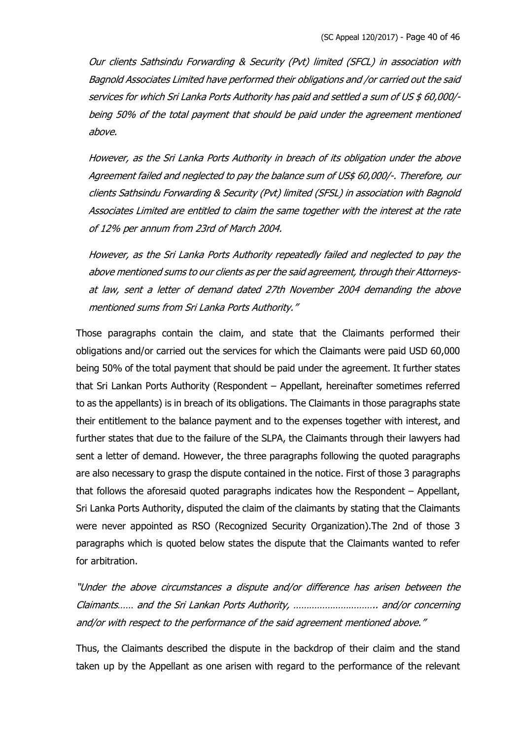*Our clients Sathsindu Forwarding & Security (Pvt) limited (SFCL) in association with Bagnold Associates Limited have performed their obligations and /or carried out the said services for which Sri Lanka Ports Authority has paid and settled a sum of US $ 60,000/- being 50% of the total payment that should be paid under the agreement mentioned above.*

*However, as the Sri Lanka Ports Authority in breach of its obligation under the above Agreement failed and neglected to pay the balance sum of US$ 60,000/-. Therefore, our clients Sathsindu Forwarding & Security (Pvt) limited (SFSL) in association with Bagnold Associates Limited are entitled to claim the same together with the interest at the rate of 12% per annum from 23rd of March 2004.*

*However, as the Sri Lanka Ports Authority repeatedly failed and neglected to pay the above mentioned sums to our clients as per the said agreement, through their Attorneys-at law, sent a letter of demand dated 27th November 2004 demanding the above mentioned sums from Sri Lanka Ports Authority."*

Those paragraphs contain the claim, and state that the Claimants performed their obligations and/or carried out the services for which the Claimants were paid USD 60,000 being 50% of the total payment that should be paid under the agreement. It further states that Sri Lankan Ports Authority (Respondent – Appellant, hereinafter sometimes referred to as the appellants) is in breach of its obligations. The Claimants in those paragraphs state their entitlement to the balance payment and to the expenses together with interest, and further states that due to the failure of the SLPA, the Claimants through their lawyers had sent a letter of demand. However, the three paragraphs following the quoted paragraphs are also necessary to grasp the dispute contained in the notice. First of those 3 paragraphs that follows the aforesaid quoted paragraphs indicates how the Respondent – Appellant, Sri Lanka Ports Authority, disputed the claim of the claimants by stating that the Claimants were never appointed as RSO (Recognized Security Organization).The 2nd of those 3 paragraphs which is quoted below states the dispute that the Claimants wanted to refer for arbitration.

*"Under the above circumstances a dispute and/or difference has arisen between the Claimants…… and the Sri Lankan Ports Authority, ………………………….. and/or concerning and/or with respect to the performance of the said agreement mentioned above."*

Thus, the Claimants described the dispute in the backdrop of their claim and the stand taken up by the Appellant as one arisen with regard to the performance of the relevant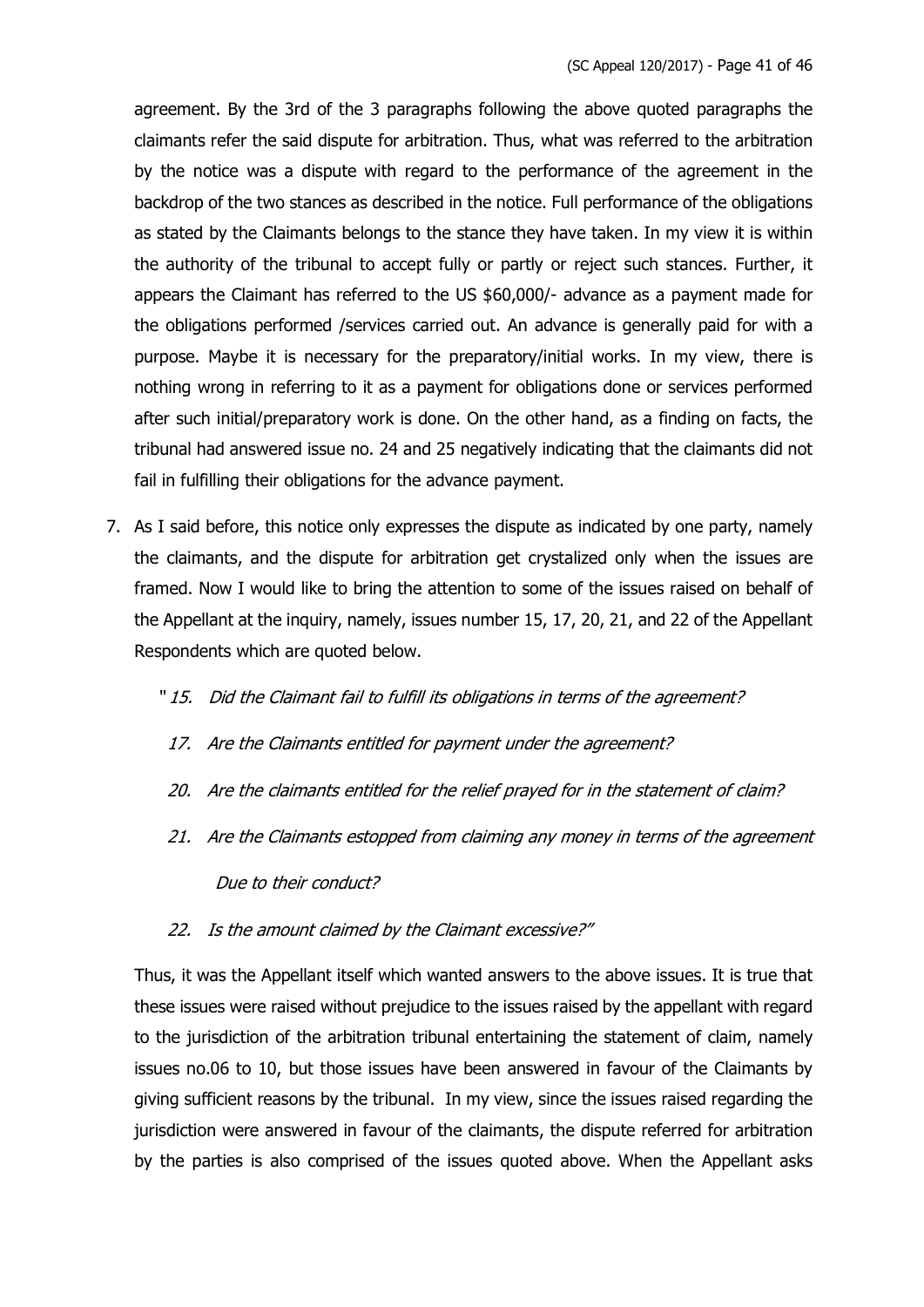agreement. By the 3rd of the 3 paragraphs following the above quoted paragraphs the claimants refer the said dispute for arbitration. Thus, what was referred to the arbitration by the notice was a dispute with regard to the performance of the agreement in the backdrop of the two stances as described in the notice. Full performance of the obligations as stated by the Claimants belongs to the stance they have taken. In my view it is within the authority of the tribunal to accept fully or partly or reject such stances. Further, it appears the Claimant has referred to the US $60,000/- advance as a payment made for the obligations performed /services carried out. An advance is generally paid for with a purpose. Maybe it is necessary for the preparatory/initial works. In my view, there is nothing wrong in referring to it as a payment for obligations done or services performed after such initial/preparatory work is done. On the other hand, as a finding on facts, the tribunal had answered issue no. 24 and 25 negatively indicating that the claimants did not fail in fulfilling their obligations for the advance payment.

7. As I said before, this notice only expresses the dispute as indicated by one party, namely the claimants, and the dispute for arbitration get crystalized only when the issues are framed. Now I would like to bring the attention to some of the issues raised on behalf of the Appellant at the inquiry, namely, issues number 15, 17, 20, 21, and 22 of the Appellant Respondents which are quoted below.

   "*15. Did the Claimant fail to fulfill its obligations in terms of the agreement?*

   *17. Are the Claimants entitled for payment under the agreement?*

   *20. Are the claimants entitled for the relief prayed for in the statement of claim?*

   *21. Are the Claimants estopped from claiming any money in terms of the agreement Due to their conduct?*

   *22. Is the amount claimed by the Claimant excessive?*"

   Thus, it was the Appellant itself which wanted answers to the above issues. It is true that these issues were raised without prejudice to the issues raised by the appellant with regard to the jurisdiction of the arbitration tribunal entertaining the statement of claim, namely issues no.06 to 10, but those issues have been answered in favour of the Claimants by giving sufficient reasons by the tribunal. In my view, since the issues raised regarding the jurisdiction were answered in favour of the claimants, the dispute referred for arbitration by the parties is also comprised of the issues quoted above. When the Appellant asks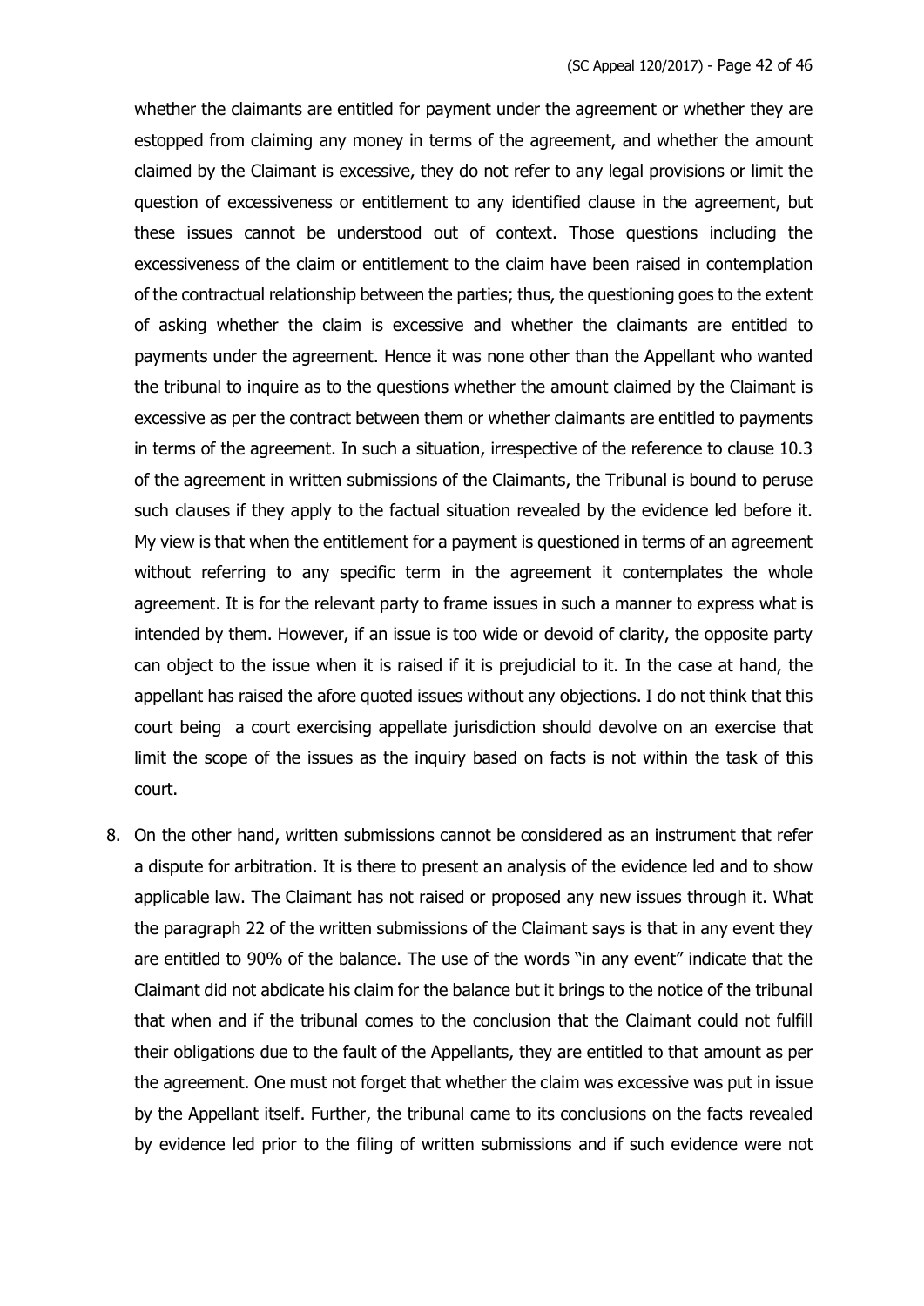whether the claimants are entitled for payment under the agreement or whether they are estopped from claiming any money in terms of the agreement, and whether the amount claimed by the Claimant is excessive, they do not refer to any legal provisions or limit the question of excessiveness or entitlement to any identified clause in the agreement, but these issues cannot be understood out of context. Those questions including the excessiveness of the claim or entitlement to the claim have been raised in contemplation of the contractual relationship between the parties; thus, the questioning goes to the extent of asking whether the claim is excessive and whether the claimants are entitled to payments under the agreement. Hence it was none other than the Appellant who wanted the tribunal to inquire as to the questions whether the amount claimed by the Claimant is excessive as per the contract between them or whether claimants are entitled to payments in terms of the agreement. In such a situation, irrespective of the reference to clause 10.3 of the agreement in written submissions of the Claimants, the Tribunal is bound to peruse such clauses if they apply to the factual situation revealed by the evidence led before it. My view is that when the entitlement for a payment is questioned in terms of an agreement without referring to any specific term in the agreement it contemplates the whole agreement. It is for the relevant party to frame issues in such a manner to express what is intended by them. However, if an issue is too wide or devoid of clarity, the opposite party can object to the issue when it is raised if it is prejudicial to it. In the case at hand, the appellant has raised the afore quoted issues without any objections. I do not think that this court being a court exercising appellate jurisdiction should devolve on an exercise that limit the scope of the issues as the inquiry based on facts is not within the task of this court.

8. On the other hand, written submissions cannot be considered as an instrument that refer a dispute for arbitration. It is there to present an analysis of the evidence led and to show applicable law. The Claimant has not raised or proposed any new issues through it. What the paragraph 22 of the written submissions of the Claimant says is that in any event they are entitled to 90% of the balance. The use of the words "in any event" indicate that the Claimant did not abdicate his claim for the balance but it brings to the notice of the tribunal that when and if the tribunal comes to the conclusion that the Claimant could not fulfill their obligations due to the fault of the Appellants, they are entitled to that amount as per the agreement. One must not forget that whether the claim was excessive was put in issue by the Appellant itself. Further, the tribunal came to its conclusions on the facts revealed by evidence led prior to the filing of written submissions and if such evidence were not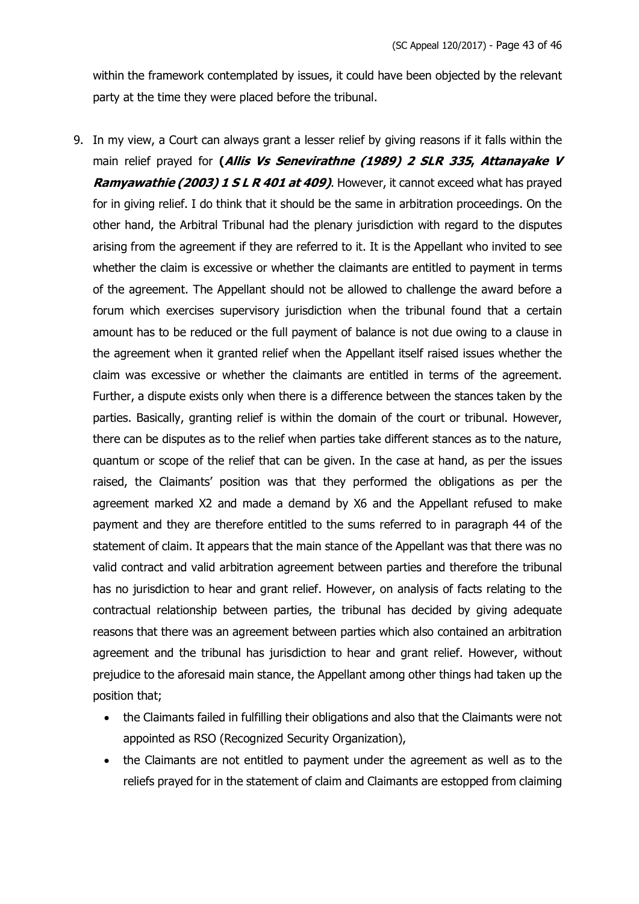within the framework contemplated by issues, it could have been objected by the relevant party at the time they were placed before the tribunal.

9. In my view, a Court can always grant a lesser relief by giving reasons if it falls within the main relief prayed for **(*Allis Vs Senevirathne (1989) 2 SLR 335*, *Attanayake V Ramyawathie (2003) 1 S L R 401 at 409*)**. However, it cannot exceed what has prayed for in giving relief. I do think that it should be the same in arbitration proceedings. On the other hand, the Arbitral Tribunal had the plenary jurisdiction with regard to the disputes arising from the agreement if they are referred to it. It is the Appellant who invited to see whether the claim is excessive or whether the claimants are entitled to payment in terms of the agreement. The Appellant should not be allowed to challenge the award before a forum which exercises supervisory jurisdiction when the tribunal found that a certain amount has to be reduced or the full payment of balance is not due owing to a clause in the agreement when it granted relief when the Appellant itself raised issues whether the claim was excessive or whether the claimants are entitled in terms of the agreement. Further, a dispute exists only when there is a difference between the stances taken by the parties. Basically, granting relief is within the domain of the court or tribunal. However, there can be disputes as to the relief when parties take different stances as to the nature, quantum or scope of the relief that can be given. In the case at hand, as per the issues raised, the Claimants' position was that they performed the obligations as per the agreement marked X2 and made a demand by X6 and the Appellant refused to make payment and they are therefore entitled to the sums referred to in paragraph 44 of the statement of claim. It appears that the main stance of the Appellant was that there was no valid contract and valid arbitration agreement between parties and therefore the tribunal has no jurisdiction to hear and grant relief. However, on analysis of facts relating to the contractual relationship between parties, the tribunal has decided by giving adequate reasons that there was an agreement between parties which also contained an arbitration agreement and the tribunal has jurisdiction to hear and grant relief. However, without prejudice to the aforesaid main stance, the Appellant among other things had taken up the position that;

    - the Claimants failed in fulfilling their obligations and also that the Claimants were not appointed as RSO (Recognized Security Organization),
    - the Claimants are not entitled to payment under the agreement as well as to the reliefs prayed for in the statement of claim and Claimants are estopped from claiming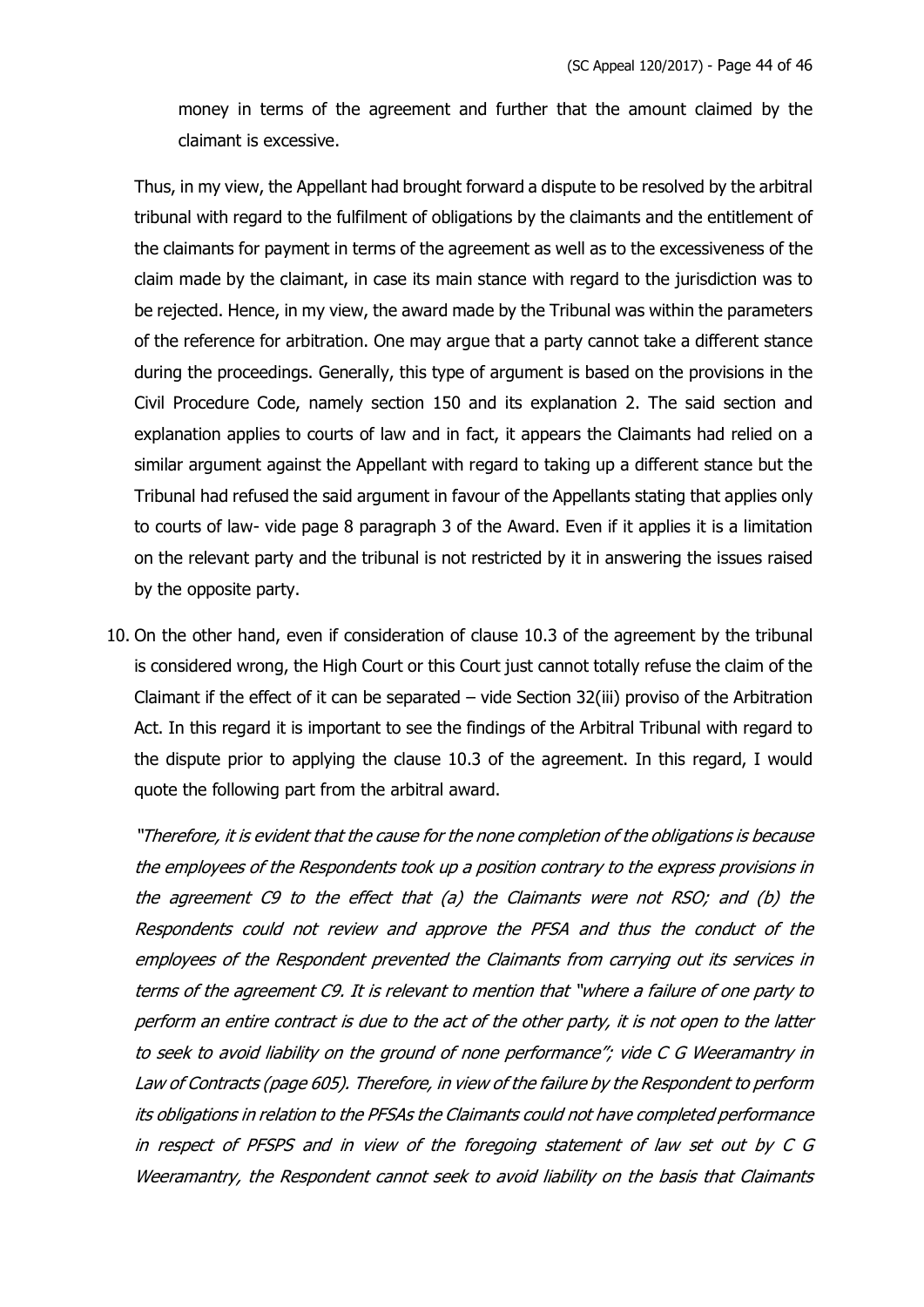money in terms of the agreement and further that the amount claimed by the claimant is excessive.

Thus, in my view, the Appellant had brought forward a dispute to be resolved by the arbitral tribunal with regard to the fulfilment of obligations by the claimants and the entitlement of the claimants for payment in terms of the agreement as well as to the excessiveness of the claim made by the claimant, in case its main stance with regard to the jurisdiction was to be rejected. Hence, in my view, the award made by the Tribunal was within the parameters of the reference for arbitration. One may argue that a party cannot take a different stance during the proceedings. Generally, this type of argument is based on the provisions in the Civil Procedure Code, namely section 150 and its explanation 2. The said section and explanation applies to courts of law and in fact, it appears the Claimants had relied on a similar argument against the Appellant with regard to taking up a different stance but the Tribunal had refused the said argument in favour of the Appellants stating that applies only to courts of law- vide page 8 paragraph 3 of the Award. Even if it applies it is a limitation on the relevant party and the tribunal is not restricted by it in answering the issues raised by the opposite party.

10. On the other hand, even if consideration of clause 10.3 of the agreement by the tribunal is considered wrong, the High Court or this Court just cannot totally refuse the claim of the Claimant if the effect of it can be separated – vide Section 32(iii) proviso of the Arbitration Act. In this regard it is important to see the findings of the Arbitral Tribunal with regard to the dispute prior to applying the clause 10.3 of the agreement. In this regard, I would quote the following part from the arbitral award.

*"Therefore, it is evident that the cause for the none completion of the obligations is because the employees of the Respondents took up a position contrary to the express provisions in the agreement C9 to the effect that (a) the Claimants were not RSO; and (b) the Respondents could not review and approve the PFSA and thus the conduct of the employees of the Respondent prevented the Claimants from carrying out its services in terms of the agreement C9. It is relevant to mention that "where a failure of one party to perform an entire contract is due to the act of the other party, it is not open to the latter to seek to avoid liability on the ground of none performance"; vide C G Weeramantry in Law of Contracts (page 605). Therefore, in view of the failure by the Respondent to perform its obligations in relation to the PFSAs the Claimants could not have completed performance in respect of PFSPS and in view of the foregoing statement of law set out by C G Weeramantry, the Respondent cannot seek to avoid liability on the basis that Claimants*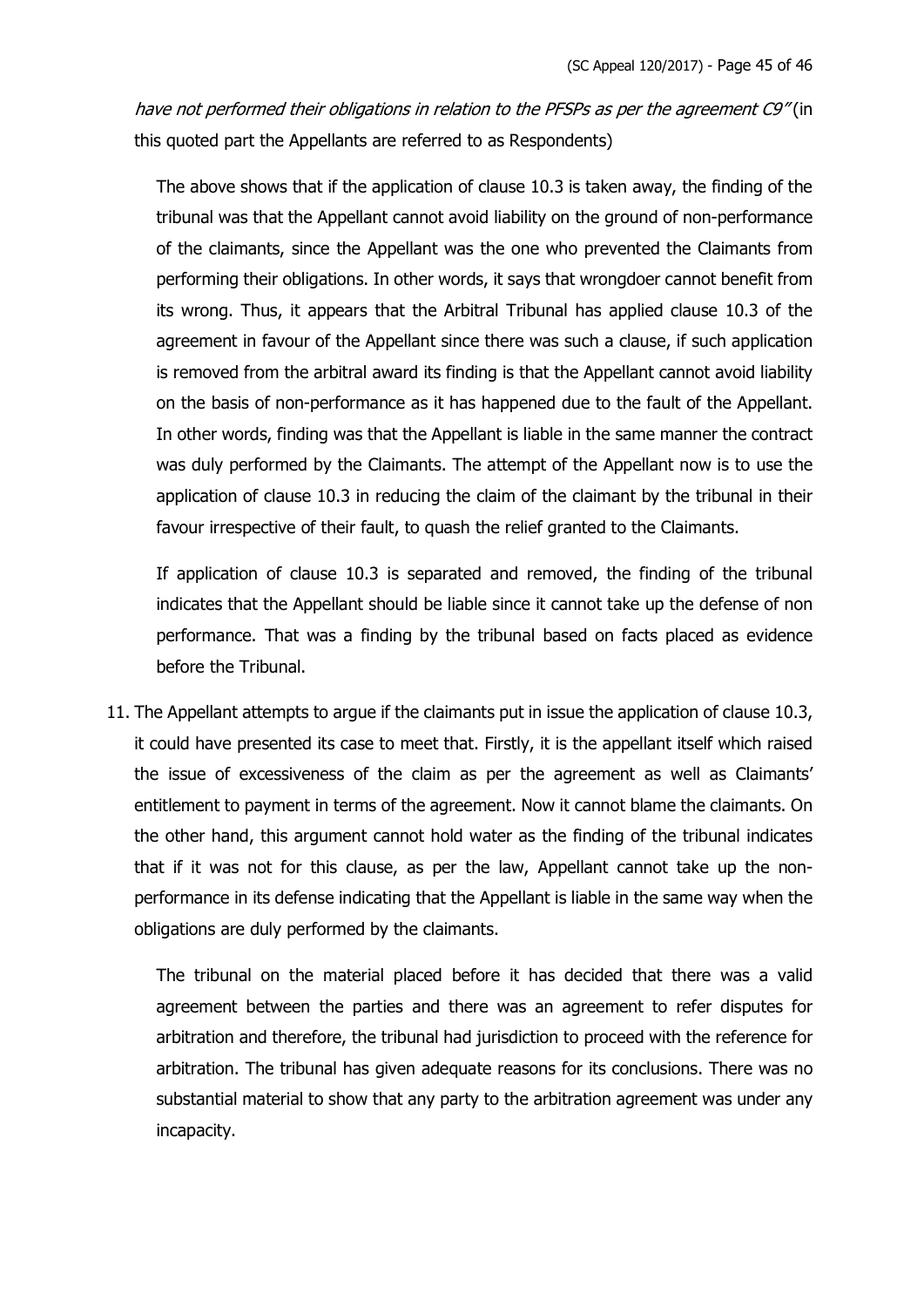*have not performed their obligations in relation to the PFSPs as per the agreement C9"* (in this quoted part the Appellants are referred to as Respondents)

The above shows that if the application of clause 10.3 is taken away, the finding of the tribunal was that the Appellant cannot avoid liability on the ground of non-performance of the claimants, since the Appellant was the one who prevented the Claimants from performing their obligations. In other words, it says that wrongdoer cannot benefit from its wrong. Thus, it appears that the Arbitral Tribunal has applied clause 10.3 of the agreement in favour of the Appellant since there was such a clause, if such application is removed from the arbitral award its finding is that the Appellant cannot avoid liability on the basis of non-performance as it has happened due to the fault of the Appellant. In other words, finding was that the Appellant is liable in the same manner the contract was duly performed by the Claimants. The attempt of the Appellant now is to use the application of clause 10.3 in reducing the claim of the claimant by the tribunal in their favour irrespective of their fault, to quash the relief granted to the Claimants.

If application of clause 10.3 is separated and removed, the finding of the tribunal indicates that the Appellant should be liable since it cannot take up the defense of non performance. That was a finding by the tribunal based on facts placed as evidence before the Tribunal.

11. The Appellant attempts to argue if the claimants put in issue the application of clause 10.3, it could have presented its case to meet that. Firstly, it is the appellant itself which raised the issue of excessiveness of the claim as per the agreement as well as Claimants' entitlement to payment in terms of the agreement. Now it cannot blame the claimants. On the other hand, this argument cannot hold water as the finding of the tribunal indicates that if it was not for this clause, as per the law, Appellant cannot take up the non-performance in its defense indicating that the Appellant is liable in the same way when the obligations are duly performed by the claimants.

    The tribunal on the material placed before it has decided that there was a valid agreement between the parties and there was an agreement to refer disputes for arbitration and therefore, the tribunal had jurisdiction to proceed with the reference for arbitration. The tribunal has given adequate reasons for its conclusions. There was no substantial material to show that any party to the arbitration agreement was under any incapacity.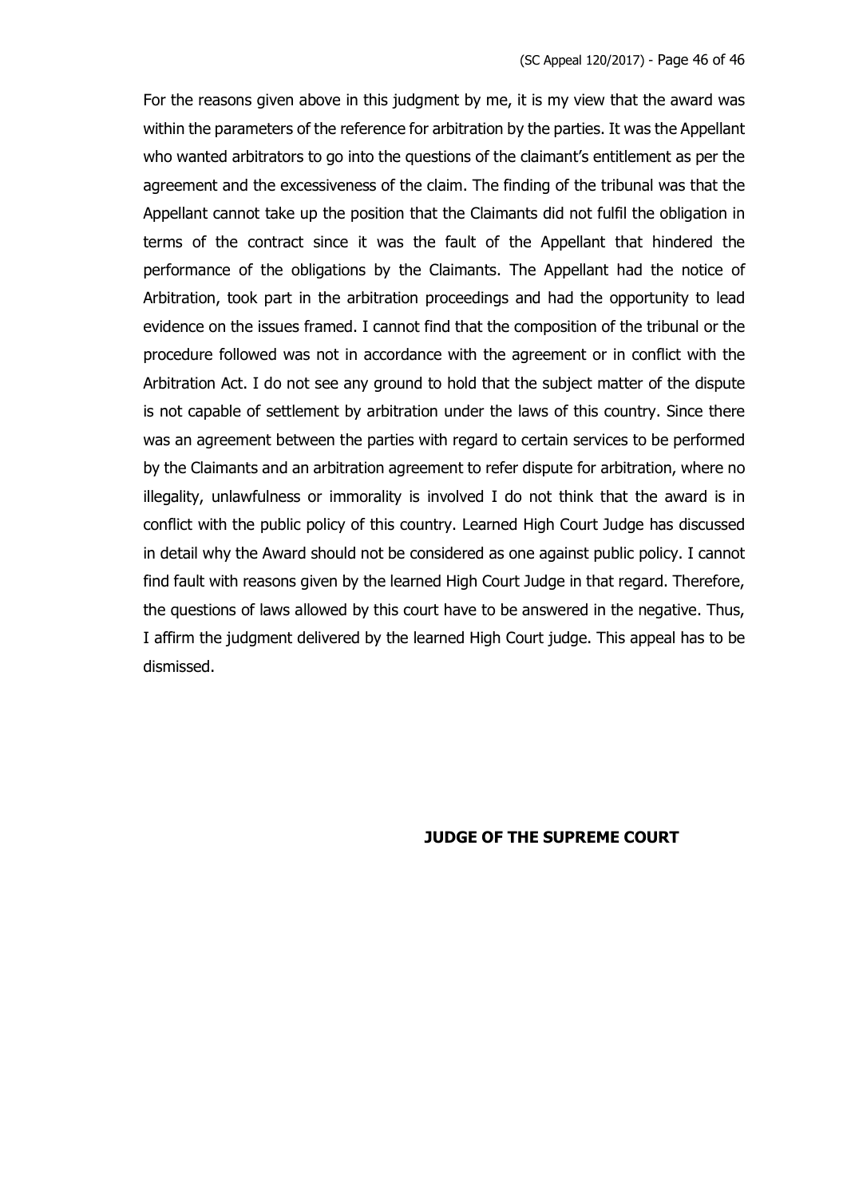For the reasons given above in this judgment by me, it is my view that the award was within the parameters of the reference for arbitration by the parties. It was the Appellant who wanted arbitrators to go into the questions of the claimant's entitlement as per the agreement and the excessiveness of the claim. The finding of the tribunal was that the Appellant cannot take up the position that the Claimants did not fulfil the obligation in terms of the contract since it was the fault of the Appellant that hindered the performance of the obligations by the Claimants. The Appellant had the notice of Arbitration, took part in the arbitration proceedings and had the opportunity to lead evidence on the issues framed. I cannot find that the composition of the tribunal or the procedure followed was not in accordance with the agreement or in conflict with the Arbitration Act. I do not see any ground to hold that the subject matter of the dispute is not capable of settlement by arbitration under the laws of this country. Since there was an agreement between the parties with regard to certain services to be performed by the Claimants and an arbitration agreement to refer dispute for arbitration, where no illegality, unlawfulness or immorality is involved I do not think that the award is in conflict with the public policy of this country. Learned High Court Judge has discussed in detail why the Award should not be considered as one against public policy. I cannot find fault with reasons given by the learned High Court Judge in that regard. Therefore, the questions of laws allowed by this court have to be answered in the negative. Thus, I affirm the judgment delivered by the learned High Court judge. This appeal has to be dismissed.

**JUDGE OF THE SUPREME COURT**